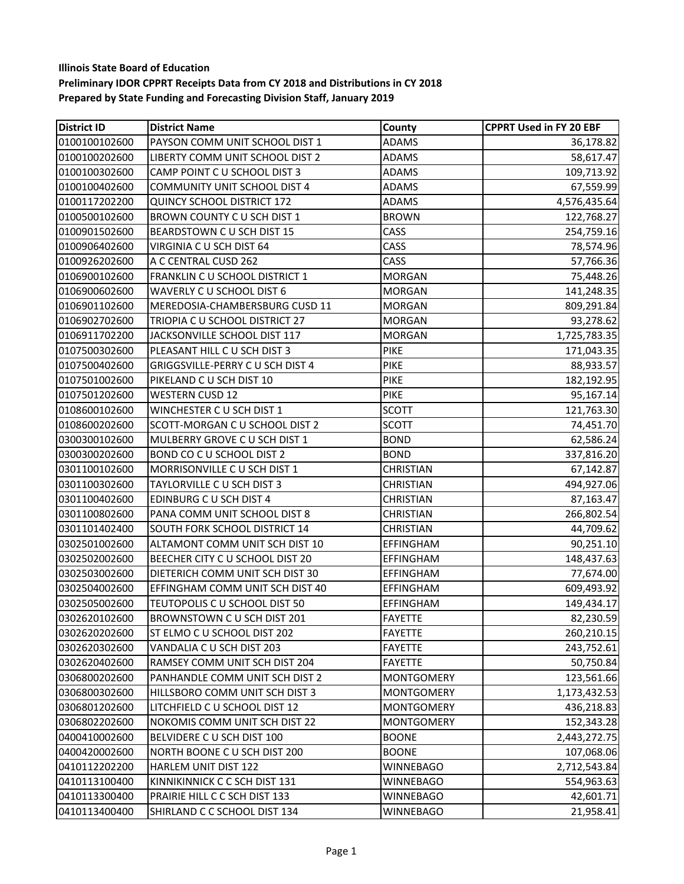**Illinois State Board of Education**
**Preliminary IDOR CPPRT Receipts Data from CY 2018 and Distributions in CY 2018**
**Prepared by State Funding and Forecasting Division Staff, January 2019**

| District ID | District Name | County | CPPRT Used in FY 20 EBF |
|---|---|---|---|
| 0100100102600 | PAYSON COMM UNIT SCHOOL DIST 1 | ADAMS | 36,178.82 |
| 0100100202600 | LIBERTY COMM UNIT SCHOOL DIST 2 | ADAMS | 58,617.47 |
| 0100100302600 | CAMP POINT C U SCHOOL DIST 3 | ADAMS | 109,713.92 |
| 0100100402600 | COMMUNITY UNIT SCHOOL DIST 4 | ADAMS | 67,559.99 |
| 0100117202200 | QUINCY SCHOOL DISTRICT 172 | ADAMS | 4,576,435.64 |
| 0100500102600 | BROWN COUNTY C U SCH DIST 1 | BROWN | 122,768.27 |
| 0100901502600 | BEARDSTOWN C U SCH DIST 15 | CASS | 254,759.16 |
| 0100906402600 | VIRGINIA C U SCH DIST 64 | CASS | 78,574.96 |
| 0100926202600 | A C CENTRAL CUSD 262 | CASS | 57,766.36 |
| 0106900102600 | FRANKLIN C U SCHOOL DISTRICT 1 | MORGAN | 75,448.26 |
| 0106900602600 | WAVERLY C U SCHOOL DIST 6 | MORGAN | 141,248.35 |
| 0106901102600 | MEREDOSIA-CHAMBERSBURG CUSD 11 | MORGAN | 809,291.84 |
| 0106902702600 | TRIOPIA C U SCHOOL DISTRICT 27 | MORGAN | 93,278.62 |
| 0106911702200 | JACKSONVILLE SCHOOL DIST 117 | MORGAN | 1,725,783.35 |
| 0107500302600 | PLEASANT HILL C U SCH DIST 3 | PIKE | 171,043.35 |
| 0107500402600 | GRIGGSVILLE-PERRY C U SCH DIST 4 | PIKE | 88,933.57 |
| 0107501002600 | PIKELAND C U SCH DIST 10 | PIKE | 182,192.95 |
| 0107501202600 | WESTERN CUSD 12 | PIKE | 95,167.14 |
| 0108600102600 | WINCHESTER C U SCH DIST 1 | SCOTT | 121,763.30 |
| 0108600202600 | SCOTT-MORGAN C U SCHOOL DIST 2 | SCOTT | 74,451.70 |
| 0300300102600 | MULBERRY GROVE C U SCH DIST 1 | BOND | 62,586.24 |
| 0300300202600 | BOND CO C U SCHOOL DIST 2 | BOND | 337,816.20 |
| 0301100102600 | MORRISONVILLE C U SCH DIST 1 | CHRISTIAN | 67,142.87 |
| 0301100302600 | TAYLORVILLE C U SCH DIST 3 | CHRISTIAN | 494,927.06 |
| 0301100402600 | EDINBURG C U SCH DIST 4 | CHRISTIAN | 87,163.47 |
| 0301100802600 | PANA COMM UNIT SCHOOL DIST 8 | CHRISTIAN | 266,802.54 |
| 0301101402400 | SOUTH FORK SCHOOL DISTRICT 14 | CHRISTIAN | 44,709.62 |
| 0302501002600 | ALTAMONT COMM UNIT SCH DIST 10 | EFFINGHAM | 90,251.10 |
| 0302502002600 | BEECHER CITY C U SCHOOL DIST 20 | EFFINGHAM | 148,437.63 |
| 0302503002600 | DIETERICH COMM UNIT SCH DIST 30 | EFFINGHAM | 77,674.00 |
| 0302504002600 | EFFINGHAM COMM UNIT SCH DIST 40 | EFFINGHAM | 609,493.92 |
| 0302505002600 | TEUTOPOLIS C U SCHOOL DIST 50 | EFFINGHAM | 149,434.17 |
| 0302620102600 | BROWNSTOWN C U SCH DIST 201 | FAYETTE | 82,230.59 |
| 0302620202600 | ST ELMO C U SCHOOL DIST 202 | FAYETTE | 260,210.15 |
| 0302620302600 | VANDALIA C U SCH DIST 203 | FAYETTE | 243,752.61 |
| 0302620402600 | RAMSEY COMM UNIT SCH DIST 204 | FAYETTE | 50,750.84 |
| 0306800202600 | PANHANDLE COMM UNIT SCH DIST 2 | MONTGOMERY | 123,561.66 |
| 0306800302600 | HILLSBORO COMM UNIT SCH DIST 3 | MONTGOMERY | 1,173,432.53 |
| 0306801202600 | LITCHFIELD C U SCHOOL DIST 12 | MONTGOMERY | 436,218.83 |
| 0306802202600 | NOKOMIS COMM UNIT SCH DIST 22 | MONTGOMERY | 152,343.28 |
| 0400410002600 | BELVIDERE C U SCH DIST 100 | BOONE | 2,443,272.75 |
| 0400420002600 | NORTH BOONE C U SCH DIST 200 | BOONE | 107,068.06 |
| 0410112202200 | HARLEM UNIT DIST 122 | WINNEBAGO | 2,712,543.84 |
| 0410113100400 | KINNIKINNICK C C SCH DIST 131 | WINNEBAGO | 554,963.63 |
| 0410113300400 | PRAIRIE HILL C C SCH DIST 133 | WINNEBAGO | 42,601.71 |
| 0410113400400 | SHIRLAND C C SCHOOL DIST 134 | WINNEBAGO | 21,958.41 |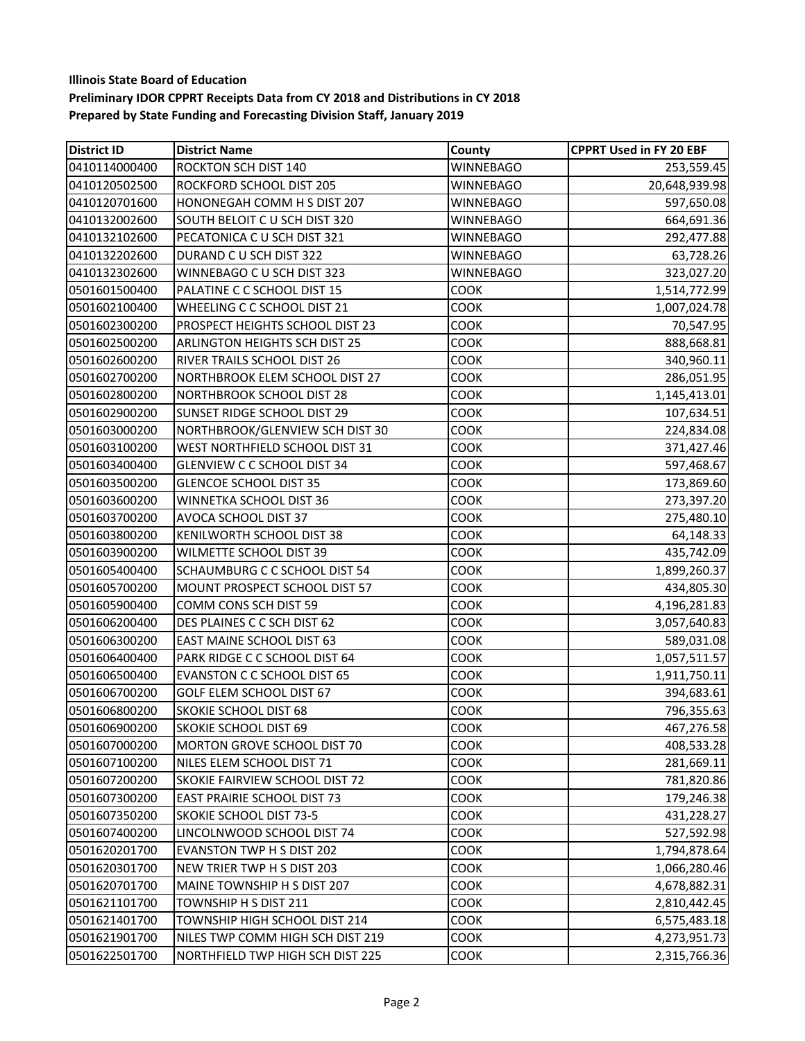**Illinois State Board of Education**
**Preliminary IDOR CPPRT Receipts Data from CY 2018 and Distributions in CY 2018**
**Prepared by State Funding and Forecasting Division Staff, January 2019**

| District ID | District Name | County | CPPRT Used in FY 20 EBF |
|---|---|---|---|
| 0410114000400 | ROCKTON SCH DIST 140 | WINNEBAGO | 253,559.45 |
| 0410120502500 | ROCKFORD SCHOOL DIST 205 | WINNEBAGO | 20,648,939.98 |
| 0410120701600 | HONONEGAH COMM H S DIST 207 | WINNEBAGO | 597,650.08 |
| 0410132002600 | SOUTH BELOIT C U SCH DIST 320 | WINNEBAGO | 664,691.36 |
| 0410132102600 | PECATONICA C U SCH DIST 321 | WINNEBAGO | 292,477.88 |
| 0410132202600 | DURAND C U SCH DIST 322 | WINNEBAGO | 63,728.26 |
| 0410132302600 | WINNEBAGO C U SCH DIST 323 | WINNEBAGO | 323,027.20 |
| 0501601500400 | PALATINE C C SCHOOL DIST 15 | COOK | 1,514,772.99 |
| 0501602100400 | WHEELING C C SCHOOL DIST 21 | COOK | 1,007,024.78 |
| 0501602300200 | PROSPECT HEIGHTS SCHOOL DIST 23 | COOK | 70,547.95 |
| 0501602500200 | ARLINGTON HEIGHTS SCH DIST 25 | COOK | 888,668.81 |
| 0501602600200 | RIVER TRAILS SCHOOL DIST 26 | COOK | 340,960.11 |
| 0501602700200 | NORTHBROOK ELEM SCHOOL DIST 27 | COOK | 286,051.95 |
| 0501602800200 | NORTHBROOK SCHOOL DIST 28 | COOK | 1,145,413.01 |
| 0501602900200 | SUNSET RIDGE SCHOOL DIST 29 | COOK | 107,634.51 |
| 0501603000200 | NORTHBROOK/GLENVIEW SCH DIST 30 | COOK | 224,834.08 |
| 0501603100200 | WEST NORTHFIELD SCHOOL DIST 31 | COOK | 371,427.46 |
| 0501603400400 | GLENVIEW C C SCHOOL DIST 34 | COOK | 597,468.67 |
| 0501603500200 | GLENCOE SCHOOL DIST 35 | COOK | 173,869.60 |
| 0501603600200 | WINNETKA SCHOOL DIST 36 | COOK | 273,397.20 |
| 0501603700200 | AVOCA SCHOOL DIST 37 | COOK | 275,480.10 |
| 0501603800200 | KENILWORTH SCHOOL DIST 38 | COOK | 64,148.33 |
| 0501603900200 | WILMETTE SCHOOL DIST 39 | COOK | 435,742.09 |
| 0501605400400 | SCHAUMBURG C C SCHOOL DIST 54 | COOK | 1,899,260.37 |
| 0501605700200 | MOUNT PROSPECT SCHOOL DIST 57 | COOK | 434,805.30 |
| 0501605900400 | COMM CONS SCH DIST 59 | COOK | 4,196,281.83 |
| 0501606200400 | DES PLAINES C C SCH DIST 62 | COOK | 3,057,640.83 |
| 0501606300200 | EAST MAINE SCHOOL DIST 63 | COOK | 589,031.08 |
| 0501606400400 | PARK RIDGE C C SCHOOL DIST 64 | COOK | 1,057,511.57 |
| 0501606500400 | EVANSTON C C SCHOOL DIST 65 | COOK | 1,911,750.11 |
| 0501606700200 | GOLF ELEM SCHOOL DIST 67 | COOK | 394,683.61 |
| 0501606800200 | SKOKIE SCHOOL DIST 68 | COOK | 796,355.63 |
| 0501606900200 | SKOKIE SCHOOL DIST 69 | COOK | 467,276.58 |
| 0501607000200 | MORTON GROVE SCHOOL DIST 70 | COOK | 408,533.28 |
| 0501607100200 | NILES ELEM SCHOOL DIST 71 | COOK | 281,669.11 |
| 0501607200200 | SKOKIE FAIRVIEW SCHOOL DIST 72 | COOK | 781,820.86 |
| 0501607300200 | EAST PRAIRIE SCHOOL DIST 73 | COOK | 179,246.38 |
| 0501607350200 | SKOKIE SCHOOL DIST 73-5 | COOK | 431,228.27 |
| 0501607400200 | LINCOLNWOOD SCHOOL DIST 74 | COOK | 527,592.98 |
| 0501620201700 | EVANSTON TWP H S DIST 202 | COOK | 1,794,878.64 |
| 0501620301700 | NEW TRIER TWP H S DIST 203 | COOK | 1,066,280.46 |
| 0501620701700 | MAINE TOWNSHIP H S DIST 207 | COOK | 4,678,882.31 |
| 0501621101700 | TOWNSHIP H S DIST 211 | COOK | 2,810,442.45 |
| 0501621401700 | TOWNSHIP HIGH SCHOOL DIST 214 | COOK | 6,575,483.18 |
| 0501621901700 | NILES TWP COMM HIGH SCH DIST 219 | COOK | 4,273,951.73 |
| 0501622501700 | NORTHFIELD TWP HIGH SCH DIST 225 | COOK | 2,315,766.36 |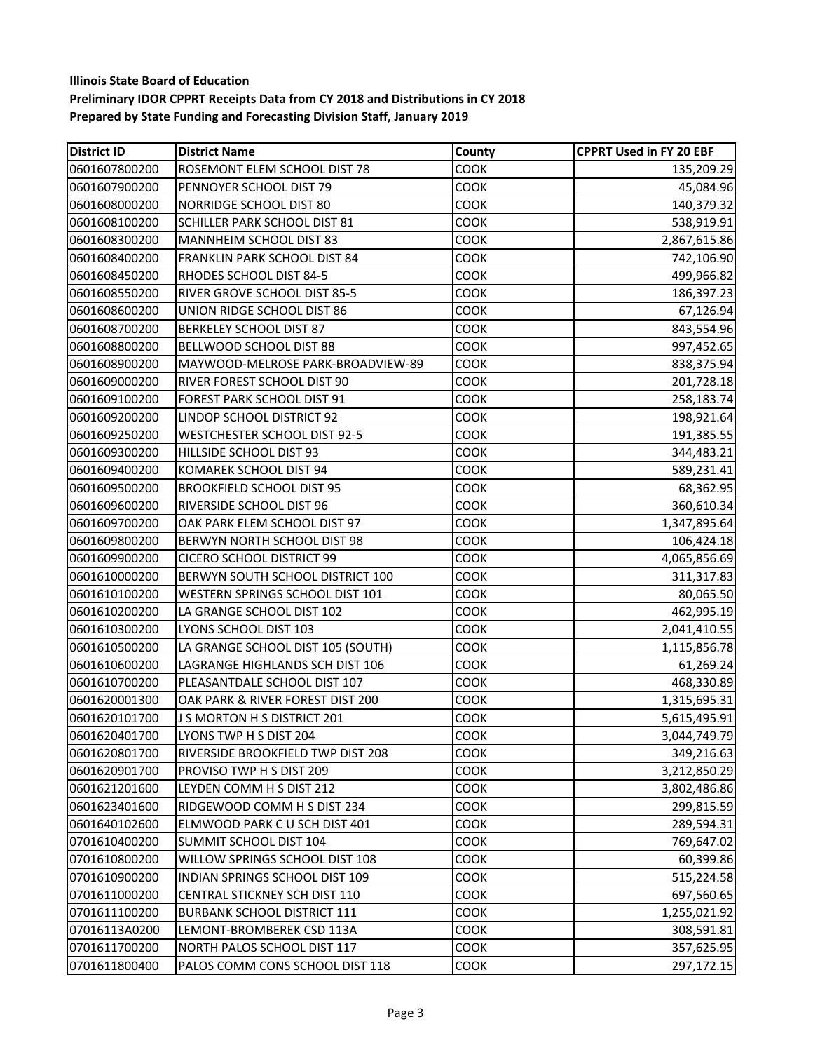**Illinois State Board of Education**
**Preliminary IDOR CPPRT Receipts Data from CY 2018 and Distributions in CY 2018**
**Prepared by State Funding and Forecasting Division Staff, January 2019**

| District ID | District Name | County | CPPRT Used in FY 20 EBF |
|---|---|---|---|
| 0601607800200 | ROSEMONT ELEM SCHOOL DIST 78 | COOK | 135,209.29 |
| 0601607900200 | PENNOYER SCHOOL DIST 79 | COOK | 45,084.96 |
| 0601608000200 | NORRIDGE SCHOOL DIST 80 | COOK | 140,379.32 |
| 0601608100200 | SCHILLER PARK SCHOOL DIST 81 | COOK | 538,919.91 |
| 0601608300200 | MANNHEIM SCHOOL DIST 83 | COOK | 2,867,615.86 |
| 0601608400200 | FRANKLIN PARK SCHOOL DIST 84 | COOK | 742,106.90 |
| 0601608450200 | RHODES SCHOOL DIST 84-5 | COOK | 499,966.82 |
| 0601608550200 | RIVER GROVE SCHOOL DIST 85-5 | COOK | 186,397.23 |
| 0601608600200 | UNION RIDGE SCHOOL DIST 86 | COOK | 67,126.94 |
| 0601608700200 | BERKELEY SCHOOL DIST 87 | COOK | 843,554.96 |
| 0601608800200 | BELLWOOD SCHOOL DIST 88 | COOK | 997,452.65 |
| 0601608900200 | MAYWOOD-MELROSE PARK-BROADVIEW-89 | COOK | 838,375.94 |
| 0601609000200 | RIVER FOREST SCHOOL DIST 90 | COOK | 201,728.18 |
| 0601609100200 | FOREST PARK SCHOOL DIST 91 | COOK | 258,183.74 |
| 0601609200200 | LINDOP SCHOOL DISTRICT 92 | COOK | 198,921.64 |
| 0601609250200 | WESTCHESTER SCHOOL DIST 92-5 | COOK | 191,385.55 |
| 0601609300200 | HILLSIDE SCHOOL DIST 93 | COOK | 344,483.21 |
| 0601609400200 | KOMAREK SCHOOL DIST 94 | COOK | 589,231.41 |
| 0601609500200 | BROOKFIELD SCHOOL DIST 95 | COOK | 68,362.95 |
| 0601609600200 | RIVERSIDE SCHOOL DIST 96 | COOK | 360,610.34 |
| 0601609700200 | OAK PARK ELEM SCHOOL DIST 97 | COOK | 1,347,895.64 |
| 0601609800200 | BERWYN NORTH SCHOOL DIST 98 | COOK | 106,424.18 |
| 0601609900200 | CICERO SCHOOL DISTRICT 99 | COOK | 4,065,856.69 |
| 0601610000200 | BERWYN SOUTH SCHOOL DISTRICT 100 | COOK | 311,317.83 |
| 0601610100200 | WESTERN SPRINGS SCHOOL DIST 101 | COOK | 80,065.50 |
| 0601610200200 | LA GRANGE SCHOOL DIST 102 | COOK | 462,995.19 |
| 0601610300200 | LYONS SCHOOL DIST 103 | COOK | 2,041,410.55 |
| 0601610500200 | LA GRANGE SCHOOL DIST 105 (SOUTH) | COOK | 1,115,856.78 |
| 0601610600200 | LAGRANGE HIGHLANDS SCH DIST 106 | COOK | 61,269.24 |
| 0601610700200 | PLEASANTDALE SCHOOL DIST 107 | COOK | 468,330.89 |
| 0601620001300 | OAK PARK & RIVER FOREST DIST 200 | COOK | 1,315,695.31 |
| 0601620101700 | J S MORTON H S DISTRICT 201 | COOK | 5,615,495.91 |
| 0601620401700 | LYONS TWP H S DIST 204 | COOK | 3,044,749.79 |
| 0601620801700 | RIVERSIDE BROOKFIELD TWP DIST 208 | COOK | 349,216.63 |
| 0601620901700 | PROVISO TWP H S DIST 209 | COOK | 3,212,850.29 |
| 0601621201600 | LEYDEN COMM H S DIST 212 | COOK | 3,802,486.86 |
| 0601623401600 | RIDGEWOOD COMM H S DIST 234 | COOK | 299,815.59 |
| 0601640102600 | ELMWOOD PARK C U SCH DIST 401 | COOK | 289,594.31 |
| 0701610400200 | SUMMIT SCHOOL DIST 104 | COOK | 769,647.02 |
| 0701610800200 | WILLOW SPRINGS SCHOOL DIST 108 | COOK | 60,399.86 |
| 0701610900200 | INDIAN SPRINGS SCHOOL DIST 109 | COOK | 515,224.58 |
| 0701611000200 | CENTRAL STICKNEY SCH DIST 110 | COOK | 697,560.65 |
| 0701611100200 | BURBANK SCHOOL DISTRICT 111 | COOK | 1,255,021.92 |
| 07016113A0200 | LEMONT-BROMBEREK CSD 113A | COOK | 308,591.81 |
| 0701611700200 | NORTH PALOS SCHOOL DIST 117 | COOK | 357,625.95 |
| 0701611800400 | PALOS COMM CONS SCHOOL DIST 118 | COOK | 297,172.15 |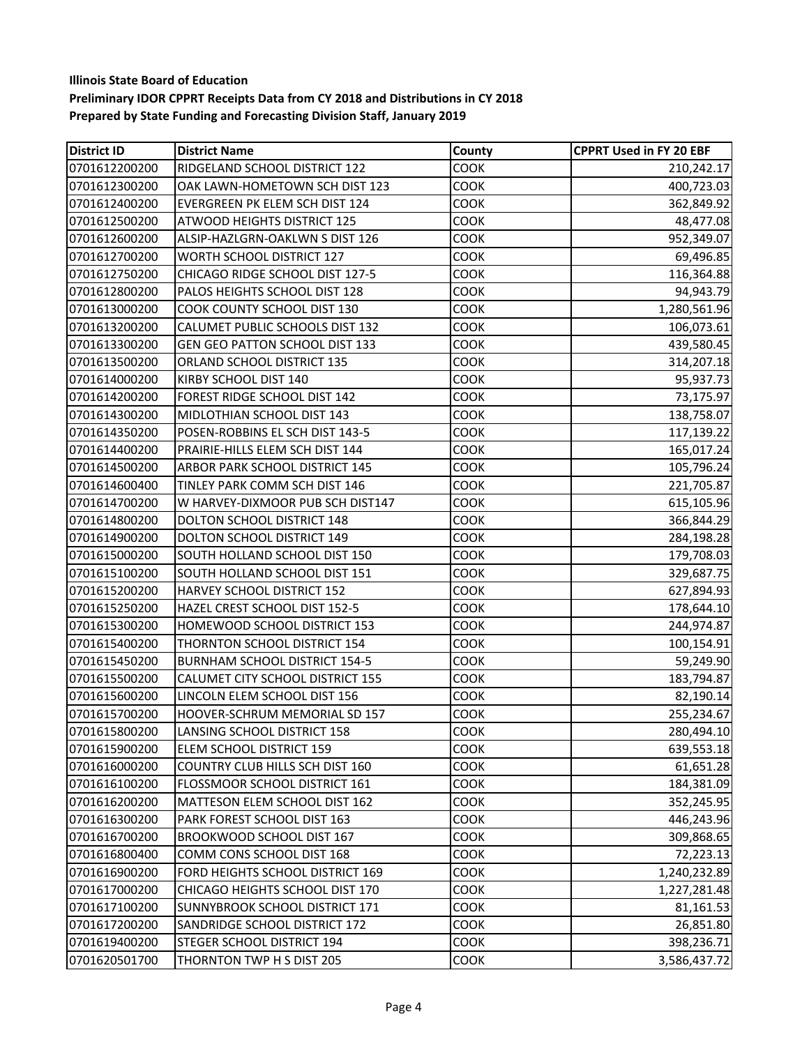**Illinois State Board of Education**
**Preliminary IDOR CPPRT Receipts Data from CY 2018 and Distributions in CY 2018**
**Prepared by State Funding and Forecasting Division Staff, January 2019**

| District ID | District Name | County | CPPRT Used in FY 20 EBF |
|---|---|---|---|
| 0701612200200 | RIDGELAND SCHOOL DISTRICT 122 | COOK | 210,242.17 |
| 0701612300200 | OAK LAWN-HOMETOWN SCH DIST 123 | COOK | 400,723.03 |
| 0701612400200 | EVERGREEN PK ELEM SCH DIST 124 | COOK | 362,849.92 |
| 0701612500200 | ATWOOD HEIGHTS DISTRICT 125 | COOK | 48,477.08 |
| 0701612600200 | ALSIP-HAZLGRN-OAKLWN S DIST 126 | COOK | 952,349.07 |
| 0701612700200 | WORTH SCHOOL DISTRICT 127 | COOK | 69,496.85 |
| 0701612750200 | CHICAGO RIDGE SCHOOL DIST 127-5 | COOK | 116,364.88 |
| 0701612800200 | PALOS HEIGHTS SCHOOL DIST 128 | COOK | 94,943.79 |
| 0701613000200 | COOK COUNTY SCHOOL DIST 130 | COOK | 1,280,561.96 |
| 0701613200200 | CALUMET PUBLIC SCHOOLS DIST 132 | COOK | 106,073.61 |
| 0701613300200 | GEN GEO PATTON SCHOOL DIST 133 | COOK | 439,580.45 |
| 0701613500200 | ORLAND SCHOOL DISTRICT 135 | COOK | 314,207.18 |
| 0701614000200 | KIRBY SCHOOL DIST 140 | COOK | 95,937.73 |
| 0701614200200 | FOREST RIDGE SCHOOL DIST 142 | COOK | 73,175.97 |
| 0701614300200 | MIDLOTHIAN SCHOOL DIST 143 | COOK | 138,758.07 |
| 0701614350200 | POSEN-ROBBINS EL SCH DIST 143-5 | COOK | 117,139.22 |
| 0701614400200 | PRAIRIE-HILLS ELEM SCH DIST 144 | COOK | 165,017.24 |
| 0701614500200 | ARBOR PARK SCHOOL DISTRICT 145 | COOK | 105,796.24 |
| 0701614600400 | TINLEY PARK COMM SCH DIST 146 | COOK | 221,705.87 |
| 0701614700200 | W HARVEY-DIXMOOR PUB SCH DIST147 | COOK | 615,105.96 |
| 0701614800200 | DOLTON SCHOOL DISTRICT 148 | COOK | 366,844.29 |
| 0701614900200 | DOLTON SCHOOL DISTRICT 149 | COOK | 284,198.28 |
| 0701615000200 | SOUTH HOLLAND SCHOOL DIST 150 | COOK | 179,708.03 |
| 0701615100200 | SOUTH HOLLAND SCHOOL DIST 151 | COOK | 329,687.75 |
| 0701615200200 | HARVEY SCHOOL DISTRICT 152 | COOK | 627,894.93 |
| 0701615250200 | HAZEL CREST SCHOOL DIST 152-5 | COOK | 178,644.10 |
| 0701615300200 | HOMEWOOD SCHOOL DISTRICT 153 | COOK | 244,974.87 |
| 0701615400200 | THORNTON SCHOOL DISTRICT 154 | COOK | 100,154.91 |
| 0701615450200 | BURNHAM SCHOOL DISTRICT 154-5 | COOK | 59,249.90 |
| 0701615500200 | CALUMET CITY SCHOOL DISTRICT 155 | COOK | 183,794.87 |
| 0701615600200 | LINCOLN ELEM SCHOOL DIST 156 | COOK | 82,190.14 |
| 0701615700200 | HOOVER-SCHRUM MEMORIAL SD 157 | COOK | 255,234.67 |
| 0701615800200 | LANSING SCHOOL DISTRICT 158 | COOK | 280,494.10 |
| 0701615900200 | ELEM SCHOOL DISTRICT 159 | COOK | 639,553.18 |
| 0701616000200 | COUNTRY CLUB HILLS SCH DIST 160 | COOK | 61,651.28 |
| 0701616100200 | FLOSSMOOR SCHOOL DISTRICT 161 | COOK | 184,381.09 |
| 0701616200200 | MATTESON ELEM SCHOOL DIST 162 | COOK | 352,245.95 |
| 0701616300200 | PARK FOREST SCHOOL DIST 163 | COOK | 446,243.96 |
| 0701616700200 | BROOKWOOD SCHOOL DIST 167 | COOK | 309,868.65 |
| 0701616800400 | COMM CONS SCHOOL DIST 168 | COOK | 72,223.13 |
| 0701616900200 | FORD HEIGHTS SCHOOL DISTRICT 169 | COOK | 1,240,232.89 |
| 0701617000200 | CHICAGO HEIGHTS SCHOOL DIST 170 | COOK | 1,227,281.48 |
| 0701617100200 | SUNNYBROOK SCHOOL DISTRICT 171 | COOK | 81,161.53 |
| 0701617200200 | SANDRIDGE SCHOOL DISTRICT 172 | COOK | 26,851.80 |
| 0701619400200 | STEGER SCHOOL DISTRICT 194 | COOK | 398,236.71 |
| 0701620501700 | THORNTON TWP H S DIST 205 | COOK | 3,586,437.72 |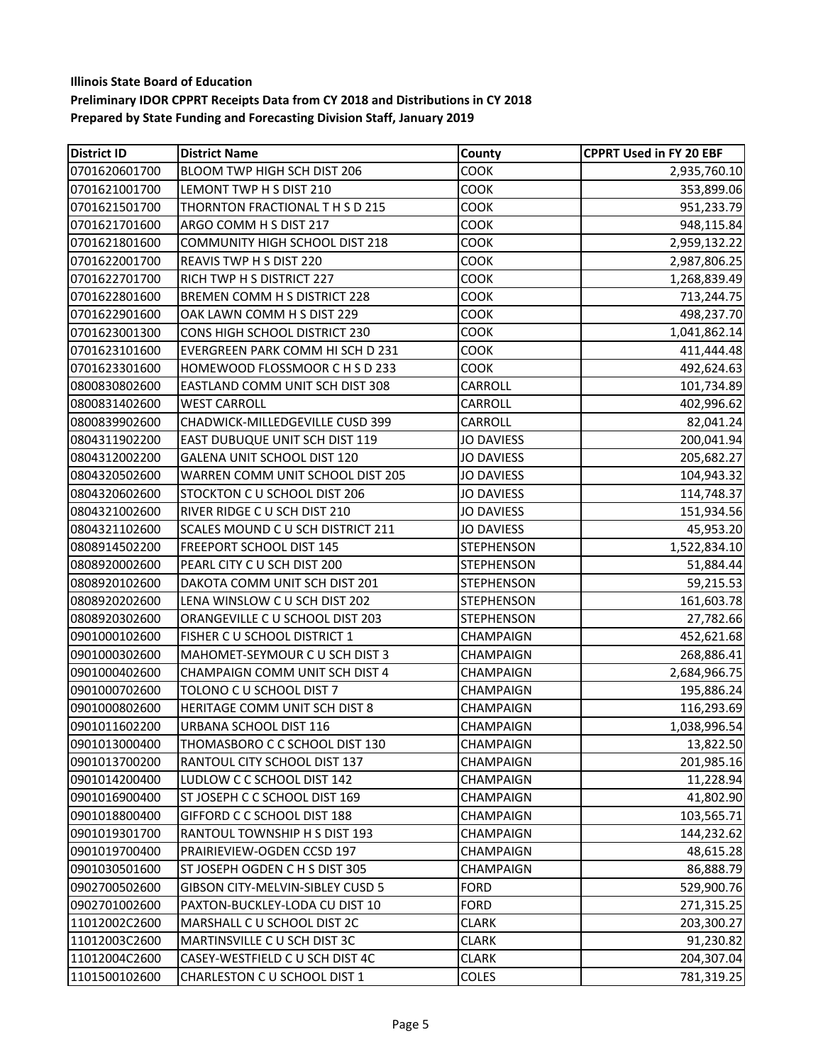**Illinois State Board of Education**
**Preliminary IDOR CPPRT Receipts Data from CY 2018 and Distributions in CY 2018**
**Prepared by State Funding and Forecasting Division Staff, January 2019**

| District ID | District Name | County | CPPRT Used in FY 20 EBF |
|---|---|---|---|
| 0701620601700 | BLOOM TWP HIGH SCH DIST 206 | COOK | 2,935,760.10 |
| 0701621001700 | LEMONT TWP H S DIST 210 | COOK | 353,899.06 |
| 0701621501700 | THORNTON FRACTIONAL T H S D 215 | COOK | 951,233.79 |
| 0701621701600 | ARGO COMM H S DIST 217 | COOK | 948,115.84 |
| 0701621801600 | COMMUNITY HIGH SCHOOL DIST 218 | COOK | 2,959,132.22 |
| 0701622001700 | REAVIS TWP H S DIST 220 | COOK | 2,987,806.25 |
| 0701622701700 | RICH TWP H S DISTRICT 227 | COOK | 1,268,839.49 |
| 0701622801600 | BREMEN COMM H S DISTRICT 228 | COOK | 713,244.75 |
| 0701622901600 | OAK LAWN COMM H S DIST 229 | COOK | 498,237.70 |
| 0701623001300 | CONS HIGH SCHOOL DISTRICT 230 | COOK | 1,041,862.14 |
| 0701623101600 | EVERGREEN PARK COMM HI SCH D 231 | COOK | 411,444.48 |
| 0701623301600 | HOMEWOOD FLOSSMOOR C H S D 233 | COOK | 492,624.63 |
| 0800830802600 | EASTLAND COMM UNIT SCH DIST 308 | CARROLL | 101,734.89 |
| 0800831402600 | WEST CARROLL | CARROLL | 402,996.62 |
| 0800839902600 | CHADWICK-MILLEDGEVILLE CUSD 399 | CARROLL | 82,041.24 |
| 0804311902200 | EAST DUBUQUE UNIT SCH DIST 119 | JO DAVIESS | 200,041.94 |
| 0804312002200 | GALENA UNIT SCHOOL DIST 120 | JO DAVIESS | 205,682.27 |
| 0804320502600 | WARREN COMM UNIT SCHOOL DIST 205 | JO DAVIESS | 104,943.32 |
| 0804320602600 | STOCKTON C U SCHOOL DIST 206 | JO DAVIESS | 114,748.37 |
| 0804321002600 | RIVER RIDGE C U SCH DIST 210 | JO DAVIESS | 151,934.56 |
| 0804321102600 | SCALES MOUND C U SCH DISTRICT 211 | JO DAVIESS | 45,953.20 |
| 0808914502200 | FREEPORT SCHOOL DIST 145 | STEPHENSON | 1,522,834.10 |
| 0808920002600 | PEARL CITY C U SCH DIST 200 | STEPHENSON | 51,884.44 |
| 0808920102600 | DAKOTA COMM UNIT SCH DIST 201 | STEPHENSON | 59,215.53 |
| 0808920202600 | LENA WINSLOW C U SCH DIST 202 | STEPHENSON | 161,603.78 |
| 0808920302600 | ORANGEVILLE C U SCHOOL DIST 203 | STEPHENSON | 27,782.66 |
| 0901000102600 | FISHER C U SCHOOL DISTRICT 1 | CHAMPAIGN | 452,621.68 |
| 0901000302600 | MAHOMET-SEYMOUR C U SCH DIST 3 | CHAMPAIGN | 268,886.41 |
| 0901000402600 | CHAMPAIGN COMM UNIT SCH DIST 4 | CHAMPAIGN | 2,684,966.75 |
| 0901000702600 | TOLONO C U SCHOOL DIST 7 | CHAMPAIGN | 195,886.24 |
| 0901000802600 | HERITAGE COMM UNIT SCH DIST 8 | CHAMPAIGN | 116,293.69 |
| 0901011602200 | URBANA SCHOOL DIST 116 | CHAMPAIGN | 1,038,996.54 |
| 0901013000400 | THOMASBORO C C SCHOOL DIST 130 | CHAMPAIGN | 13,822.50 |
| 0901013700200 | RANTOUL CITY SCHOOL DIST 137 | CHAMPAIGN | 201,985.16 |
| 0901014200400 | LUDLOW C C SCHOOL DIST 142 | CHAMPAIGN | 11,228.94 |
| 0901016900400 | ST JOSEPH C C SCHOOL DIST 169 | CHAMPAIGN | 41,802.90 |
| 0901018800400 | GIFFORD C C SCHOOL DIST 188 | CHAMPAIGN | 103,565.71 |
| 0901019301700 | RANTOUL TOWNSHIP H S DIST 193 | CHAMPAIGN | 144,232.62 |
| 0901019700400 | PRAIRIEVIEW-OGDEN CCSD 197 | CHAMPAIGN | 48,615.28 |
| 0901030501600 | ST JOSEPH OGDEN C H S DIST 305 | CHAMPAIGN | 86,888.79 |
| 0902700502600 | GIBSON CITY-MELVIN-SIBLEY CUSD 5 | FORD | 529,900.76 |
| 0902701002600 | PAXTON-BUCKLEY-LODA CU DIST 10 | FORD | 271,315.25 |
| 11012002C2600 | MARSHALL C U SCHOOL DIST 2C | CLARK | 203,300.27 |
| 11012003C2600 | MARTINSVILLE C U SCH DIST 3C | CLARK | 91,230.82 |
| 11012004C2600 | CASEY-WESTFIELD C U SCH DIST 4C | CLARK | 204,307.04 |
| 1101500102600 | CHARLESTON C U SCHOOL DIST 1 | COLES | 781,319.25 |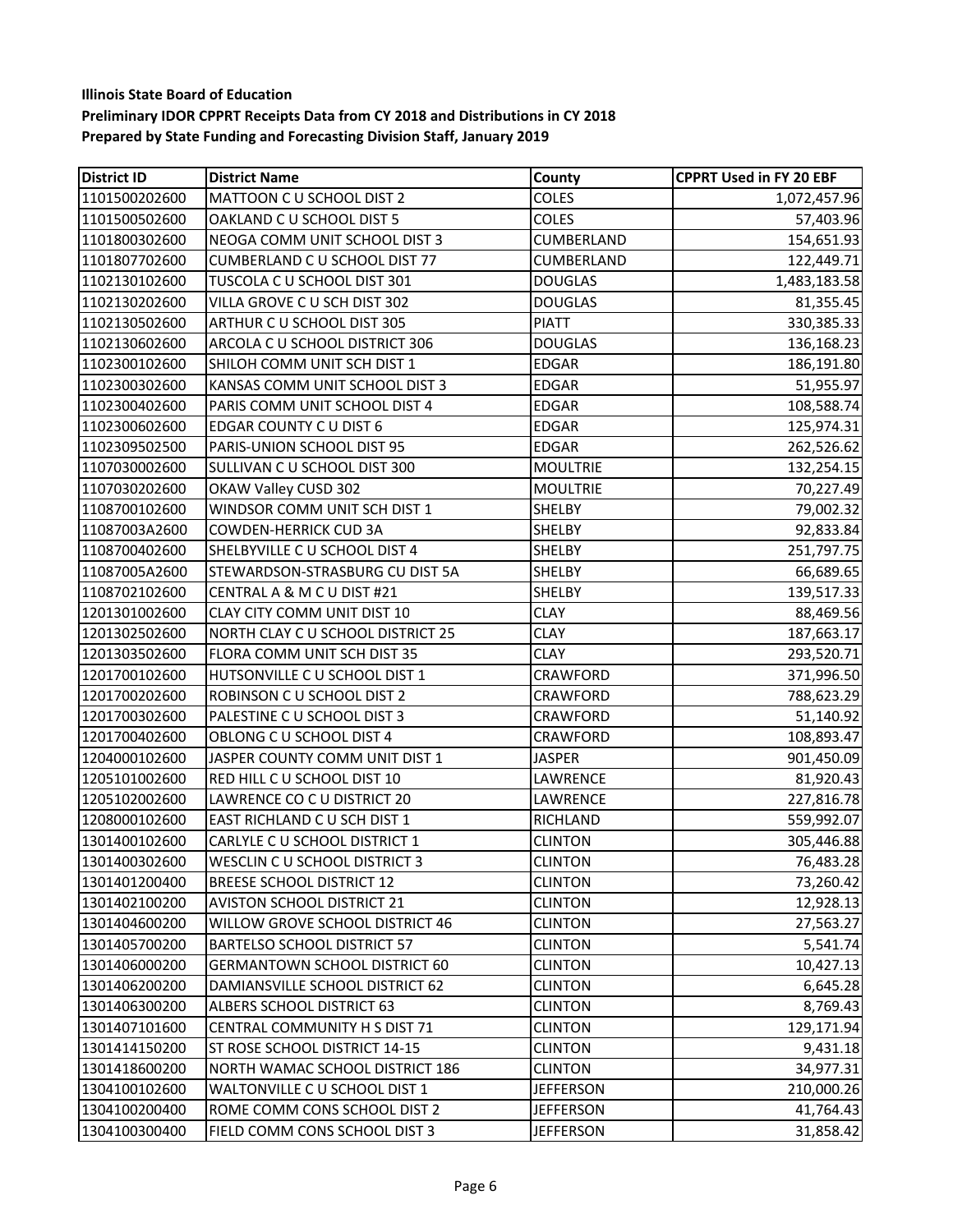**Illinois State Board of Education**
**Preliminary IDOR CPPRT Receipts Data from CY 2018 and Distributions in CY 2018**
**Prepared by State Funding and Forecasting Division Staff, January 2019**

| District ID | District Name | County | CPPRT Used in FY 20 EBF |
|---|---|---|---|
| 1101500202600 | MATTOON C U SCHOOL DIST 2 | COLES | 1,072,457.96 |
| 1101500502600 | OAKLAND C U SCHOOL DIST 5 | COLES | 57,403.96 |
| 1101800302600 | NEOGA COMM UNIT SCHOOL DIST 3 | CUMBERLAND | 154,651.93 |
| 1101807702600 | CUMBERLAND C U SCHOOL DIST 77 | CUMBERLAND | 122,449.71 |
| 1102130102600 | TUSCOLA C U SCHOOL DIST 301 | DOUGLAS | 1,483,183.58 |
| 1102130202600 | VILLA GROVE C U SCH DIST 302 | DOUGLAS | 81,355.45 |
| 1102130502600 | ARTHUR C U SCHOOL DIST 305 | PIATT | 330,385.33 |
| 1102130602600 | ARCOLA C U SCHOOL DISTRICT 306 | DOUGLAS | 136,168.23 |
| 1102300102600 | SHILOH COMM UNIT SCH DIST 1 | EDGAR | 186,191.80 |
| 1102300302600 | KANSAS COMM UNIT SCHOOL DIST 3 | EDGAR | 51,955.97 |
| 1102300402600 | PARIS COMM UNIT SCHOOL DIST 4 | EDGAR | 108,588.74 |
| 1102300602600 | EDGAR COUNTY C U DIST 6 | EDGAR | 125,974.31 |
| 1102309502500 | PARIS-UNION SCHOOL DIST 95 | EDGAR | 262,526.62 |
| 1107030002600 | SULLIVAN C U SCHOOL DIST 300 | MOULTRIE | 132,254.15 |
| 1107030202600 | OKAW Valley CUSD 302 | MOULTRIE | 70,227.49 |
| 1108700102600 | WINDSOR COMM UNIT SCH DIST 1 | SHELBY | 79,002.32 |
| 11087003A2600 | COWDEN-HERRICK CUD 3A | SHELBY | 92,833.84 |
| 1108700402600 | SHELBYVILLE C U SCHOOL DIST 4 | SHELBY | 251,797.75 |
| 11087005A2600 | STEWARDSON-STRASBURG CU DIST 5A | SHELBY | 66,689.65 |
| 1108702102600 | CENTRAL A & M C U DIST #21 | SHELBY | 139,517.33 |
| 1201301002600 | CLAY CITY COMM UNIT DIST 10 | CLAY | 88,469.56 |
| 1201302502600 | NORTH CLAY C U SCHOOL DISTRICT 25 | CLAY | 187,663.17 |
| 1201303502600 | FLORA COMM UNIT SCH DIST 35 | CLAY | 293,520.71 |
| 1201700102600 | HUTSONVILLE C U SCHOOL DIST 1 | CRAWFORD | 371,996.50 |
| 1201700202600 | ROBINSON C U SCHOOL DIST 2 | CRAWFORD | 788,623.29 |
| 1201700302600 | PALESTINE C U SCHOOL DIST 3 | CRAWFORD | 51,140.92 |
| 1201700402600 | OBLONG C U SCHOOL DIST 4 | CRAWFORD | 108,893.47 |
| 1204000102600 | JASPER COUNTY COMM UNIT DIST 1 | JASPER | 901,450.09 |
| 1205101002600 | RED HILL C U SCHOOL DIST 10 | LAWRENCE | 81,920.43 |
| 1205102002600 | LAWRENCE CO C U DISTRICT 20 | LAWRENCE | 227,816.78 |
| 1208000102600 | EAST RICHLAND C U SCH DIST 1 | RICHLAND | 559,992.07 |
| 1301400102600 | CARLYLE C U SCHOOL DISTRICT 1 | CLINTON | 305,446.88 |
| 1301400302600 | WESCLIN C U SCHOOL DISTRICT 3 | CLINTON | 76,483.28 |
| 1301401200400 | BREESE SCHOOL DISTRICT 12 | CLINTON | 73,260.42 |
| 1301402100200 | AVISTON SCHOOL DISTRICT 21 | CLINTON | 12,928.13 |
| 1301404600200 | WILLOW GROVE SCHOOL DISTRICT 46 | CLINTON | 27,563.27 |
| 1301405700200 | BARTELSO SCHOOL DISTRICT 57 | CLINTON | 5,541.74 |
| 1301406000200 | GERMANTOWN SCHOOL DISTRICT 60 | CLINTON | 10,427.13 |
| 1301406200200 | DAMIANSVILLE SCHOOL DISTRICT 62 | CLINTON | 6,645.28 |
| 1301406300200 | ALBERS SCHOOL DISTRICT 63 | CLINTON | 8,769.43 |
| 1301407101600 | CENTRAL COMMUNITY H S DIST 71 | CLINTON | 129,171.94 |
| 1301414150200 | ST ROSE SCHOOL DISTRICT 14-15 | CLINTON | 9,431.18 |
| 1301418600200 | NORTH WAMAC SCHOOL DISTRICT 186 | CLINTON | 34,977.31 |
| 1304100102600 | WALTONVILLE C U SCHOOL DIST 1 | JEFFERSON | 210,000.26 |
| 1304100200400 | ROME COMM CONS SCHOOL DIST 2 | JEFFERSON | 41,764.43 |
| 1304100300400 | FIELD COMM CONS SCHOOL DIST 3 | JEFFERSON | 31,858.42 |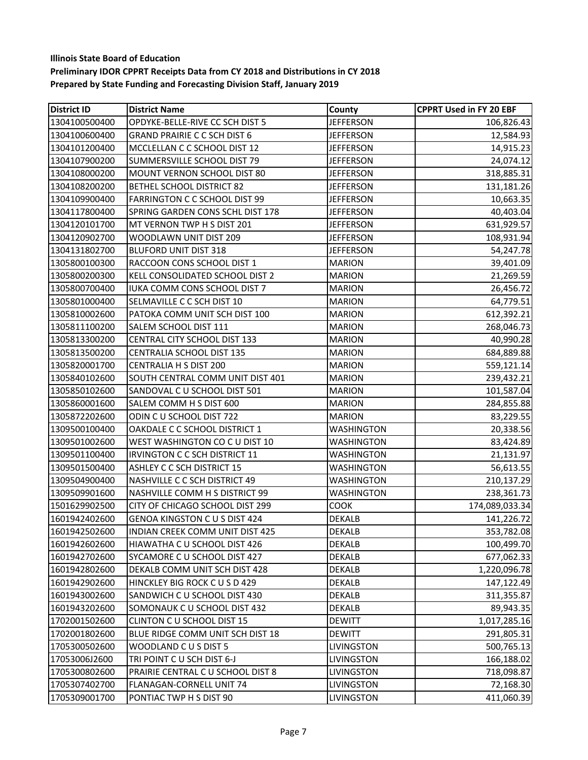**Illinois State Board of Education**

**Preliminary IDOR CPPRT Receipts Data from CY 2018 and Distributions in CY 2018**

**Prepared by State Funding and Forecasting Division Staff, January 2019**

| District ID | District Name | County | CPPRT Used in FY 20 EBF |
|---|---|---|---|
| 1304100500400 | OPDYKE-BELLE-RIVE CC SCH DIST 5 | JEFFERSON | 106,826.43 |
| 1304100600400 | GRAND PRAIRIE C C SCH DIST 6 | JEFFERSON | 12,584.93 |
| 1304101200400 | MCCLELLAN C C SCHOOL DIST 12 | JEFFERSON | 14,915.23 |
| 1304107900200 | SUMMERSVILLE SCHOOL DIST 79 | JEFFERSON | 24,074.12 |
| 1304108000200 | MOUNT VERNON SCHOOL DIST 80 | JEFFERSON | 318,885.31 |
| 1304108200200 | BETHEL SCHOOL DISTRICT 82 | JEFFERSON | 131,181.26 |
| 1304109900400 | FARRINGTON C C SCHOOL DIST 99 | JEFFERSON | 10,663.35 |
| 1304117800400 | SPRING GARDEN CONS SCHL DIST 178 | JEFFERSON | 40,403.04 |
| 1304120101700 | MT VERNON TWP H S DIST 201 | JEFFERSON | 631,929.57 |
| 1304120902700 | WOODLAWN UNIT DIST 209 | JEFFERSON | 108,931.94 |
| 1304131802700 | BLUFORD UNIT DIST 318 | JEFFERSON | 54,247.78 |
| 1305800100300 | RACCOON CONS SCHOOL DIST 1 | MARION | 39,401.09 |
| 1305800200300 | KELL CONSOLIDATED SCHOOL DIST 2 | MARION | 21,269.59 |
| 1305800700400 | IUKA COMM CONS SCHOOL DIST 7 | MARION | 26,456.72 |
| 1305801000400 | SELMAVILLE C C SCH DIST 10 | MARION | 64,779.51 |
| 1305810002600 | PATOKA COMM UNIT SCH DIST 100 | MARION | 612,392.21 |
| 1305811100200 | SALEM SCHOOL DIST 111 | MARION | 268,046.73 |
| 1305813300200 | CENTRAL CITY SCHOOL DIST 133 | MARION | 40,990.28 |
| 1305813500200 | CENTRALIA SCHOOL DIST 135 | MARION | 684,889.88 |
| 1305820001700 | CENTRALIA H S DIST 200 | MARION | 559,121.14 |
| 1305840102600 | SOUTH CENTRAL COMM UNIT DIST 401 | MARION | 239,432.21 |
| 1305850102600 | SANDOVAL C U SCHOOL DIST 501 | MARION | 101,587.04 |
| 1305860001600 | SALEM COMM H S DIST 600 | MARION | 284,855.88 |
| 1305872202600 | ODIN C U SCHOOL DIST 722 | MARION | 83,229.55 |
| 1309500100400 | OAKDALE C C SCHOOL DISTRICT 1 | WASHINGTON | 20,338.56 |
| 1309501002600 | WEST WASHINGTON CO C U DIST 10 | WASHINGTON | 83,424.89 |
| 1309501100400 | IRVINGTON C C SCH DISTRICT 11 | WASHINGTON | 21,131.97 |
| 1309501500400 | ASHLEY C C SCH DISTRICT 15 | WASHINGTON | 56,613.55 |
| 1309504900400 | NASHVILLE C C SCH DISTRICT 49 | WASHINGTON | 210,137.29 |
| 1309509901600 | NASHVILLE COMM H S DISTRICT 99 | WASHINGTON | 238,361.73 |
| 1501629902500 | CITY OF CHICAGO SCHOOL DIST 299 | COOK | 174,089,033.34 |
| 1601942402600 | GENOA KINGSTON C U S DIST 424 | DEKALB | 141,226.72 |
| 1601942502600 | INDIAN CREEK COMM UNIT DIST 425 | DEKALB | 353,782.08 |
| 1601942602600 | HIAWATHA C U SCHOOL DIST 426 | DEKALB | 100,499.70 |
| 1601942702600 | SYCAMORE C U SCHOOL DIST 427 | DEKALB | 677,062.33 |
| 1601942802600 | DEKALB COMM UNIT SCH DIST 428 | DEKALB | 1,220,096.78 |
| 1601942902600 | HINCKLEY BIG ROCK C U S D 429 | DEKALB | 147,122.49 |
| 1601943002600 | SANDWICH C U SCHOOL DIST 430 | DEKALB | 311,355.87 |
| 1601943202600 | SOMONAUK C U SCHOOL DIST 432 | DEKALB | 89,943.35 |
| 1702001502600 | CLINTON C U SCHOOL DIST 15 | DEWITT | 1,017,285.16 |
| 1702001802600 | BLUE RIDGE COMM UNIT SCH DIST 18 | DEWITT | 291,805.31 |
| 1705300502600 | WOODLAND C U S DIST 5 | LIVINGSTON | 500,765.13 |
| 17053006J2600 | TRI POINT C U SCH DIST 6-J | LIVINGSTON | 166,188.02 |
| 1705300802600 | PRAIRIE CENTRAL C U SCHOOL DIST 8 | LIVINGSTON | 718,098.87 |
| 1705307402700 | FLANAGAN-CORNELL UNIT 74 | LIVINGSTON | 72,168.30 |
| 1705309001700 | PONTIAC TWP H S DIST 90 | LIVINGSTON | 411,060.39 |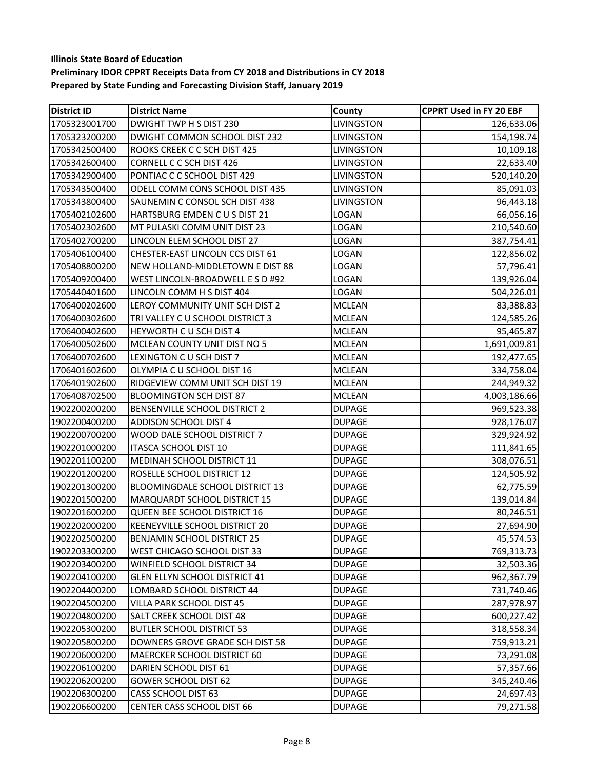**Illinois State Board of Education**
**Preliminary IDOR CPPRT Receipts Data from CY 2018 and Distributions in CY 2018**
**Prepared by State Funding and Forecasting Division Staff, January 2019**

| District ID | District Name | County | CPPRT Used in FY 20 EBF |
|---|---|---|---|
| 1705323001700 | DWIGHT TWP H S DIST 230 | LIVINGSTON | 126,633.06 |
| 1705323200200 | DWIGHT COMMON SCHOOL DIST 232 | LIVINGSTON | 154,198.74 |
| 1705342500400 | ROOKS CREEK C C SCH DIST 425 | LIVINGSTON | 10,109.18 |
| 1705342600400 | CORNELL C C SCH DIST 426 | LIVINGSTON | 22,633.40 |
| 1705342900400 | PONTIAC C C SCHOOL DIST 429 | LIVINGSTON | 520,140.20 |
| 1705343500400 | ODELL COMM CONS SCHOOL DIST 435 | LIVINGSTON | 85,091.03 |
| 1705343800400 | SAUNEMIN C CONSOL SCH DIST 438 | LIVINGSTON | 96,443.18 |
| 1705402102600 | HARTSBURG EMDEN C U S DIST 21 | LOGAN | 66,056.16 |
| 1705402302600 | MT PULASKI COMM UNIT DIST 23 | LOGAN | 210,540.60 |
| 1705402700200 | LINCOLN ELEM SCHOOL DIST 27 | LOGAN | 387,754.41 |
| 1705406100400 | CHESTER-EAST LINCOLN CCS DIST 61 | LOGAN | 122,856.02 |
| 1705408800200 | NEW HOLLAND-MIDDLETOWN E DIST 88 | LOGAN | 57,796.41 |
| 1705409200400 | WEST LINCOLN-BROADWELL E S D #92 | LOGAN | 139,926.04 |
| 1705440401600 | LINCOLN COMM H S DIST 404 | LOGAN | 504,226.01 |
| 1706400202600 | LEROY COMMUNITY UNIT SCH DIST 2 | MCLEAN | 83,388.83 |
| 1706400302600 | TRI VALLEY C U SCHOOL DISTRICT 3 | MCLEAN | 124,585.26 |
| 1706400402600 | HEYWORTH C U SCH DIST 4 | MCLEAN | 95,465.87 |
| 1706400502600 | MCLEAN COUNTY UNIT DIST NO 5 | MCLEAN | 1,691,009.81 |
| 1706400702600 | LEXINGTON C U SCH DIST 7 | MCLEAN | 192,477.65 |
| 1706401602600 | OLYMPIA C U SCHOOL DIST 16 | MCLEAN | 334,758.04 |
| 1706401902600 | RIDGEVIEW COMM UNIT SCH DIST 19 | MCLEAN | 244,949.32 |
| 1706408702500 | BLOOMINGTON SCH DIST 87 | MCLEAN | 4,003,186.66 |
| 1902200200200 | BENSENVILLE SCHOOL DISTRICT 2 | DUPAGE | 969,523.38 |
| 1902200400200 | ADDISON SCHOOL DIST 4 | DUPAGE | 928,176.07 |
| 1902200700200 | WOOD DALE SCHOOL DISTRICT 7 | DUPAGE | 329,924.92 |
| 1902201000200 | ITASCA SCHOOL DIST 10 | DUPAGE | 111,841.65 |
| 1902201100200 | MEDINAH SCHOOL DISTRICT 11 | DUPAGE | 308,076.51 |
| 1902201200200 | ROSELLE SCHOOL DISTRICT 12 | DUPAGE | 124,505.92 |
| 1902201300200 | BLOOMINGDALE SCHOOL DISTRICT 13 | DUPAGE | 62,775.59 |
| 1902201500200 | MARQUARDT SCHOOL DISTRICT 15 | DUPAGE | 139,014.84 |
| 1902201600200 | QUEEN BEE SCHOOL DISTRICT 16 | DUPAGE | 80,246.51 |
| 1902202000200 | KEENEYVILLE SCHOOL DISTRICT 20 | DUPAGE | 27,694.90 |
| 1902202500200 | BENJAMIN SCHOOL DISTRICT 25 | DUPAGE | 45,574.53 |
| 1902203300200 | WEST CHICAGO SCHOOL DIST 33 | DUPAGE | 769,313.73 |
| 1902203400200 | WINFIELD SCHOOL DISTRICT 34 | DUPAGE | 32,503.36 |
| 1902204100200 | GLEN ELLYN SCHOOL DISTRICT 41 | DUPAGE | 962,367.79 |
| 1902204400200 | LOMBARD SCHOOL DISTRICT 44 | DUPAGE | 731,740.46 |
| 1902204500200 | VILLA PARK SCHOOL DIST 45 | DUPAGE | 287,978.97 |
| 1902204800200 | SALT CREEK SCHOOL DIST 48 | DUPAGE | 600,227.42 |
| 1902205300200 | BUTLER SCHOOL DISTRICT 53 | DUPAGE | 318,558.34 |
| 1902205800200 | DOWNERS GROVE GRADE SCH DIST 58 | DUPAGE | 759,913.21 |
| 1902206000200 | MAERCKER SCHOOL DISTRICT 60 | DUPAGE | 73,291.08 |
| 1902206100200 | DARIEN SCHOOL DIST 61 | DUPAGE | 57,357.66 |
| 1902206200200 | GOWER SCHOOL DIST 62 | DUPAGE | 345,240.46 |
| 1902206300200 | CASS SCHOOL DIST 63 | DUPAGE | 24,697.43 |
| 1902206600200 | CENTER CASS SCHOOL DIST 66 | DUPAGE | 79,271.58 |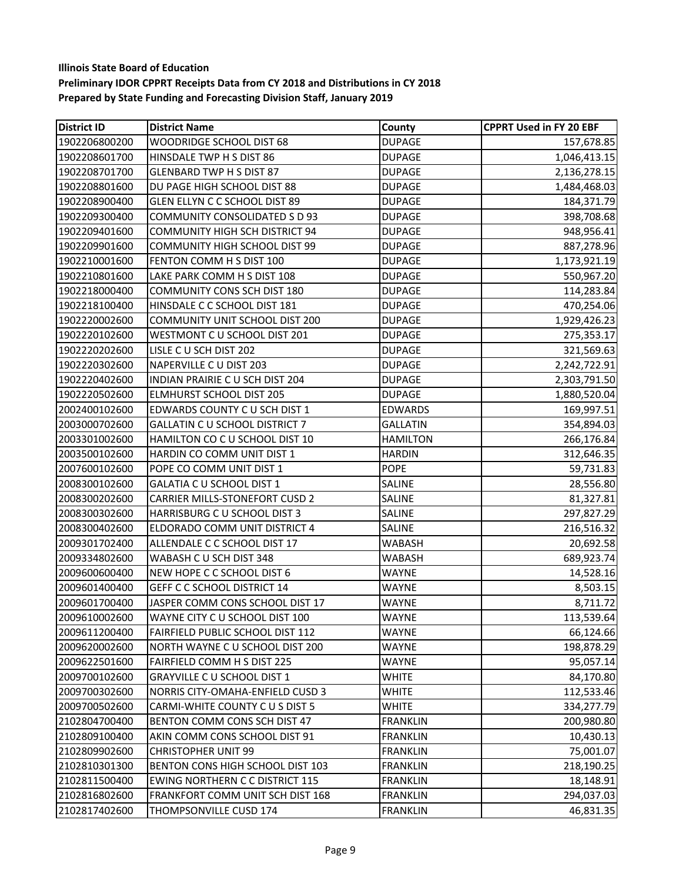**Illinois State Board of Education**

**Preliminary IDOR CPPRT Receipts Data from CY 2018 and Distributions in CY 2018**

**Prepared by State Funding and Forecasting Division Staff, January 2019**

| District ID | District Name | County | CPPRT Used in FY 20 EBF |
|---|---|---|---|
| 1902206800200 | WOODRIDGE SCHOOL DIST 68 | DUPAGE | 157,678.85 |
| 1902208601700 | HINSDALE TWP H S DIST 86 | DUPAGE | 1,046,413.15 |
| 1902208701700 | GLENBARD TWP H S DIST 87 | DUPAGE | 2,136,278.15 |
| 1902208801600 | DU PAGE HIGH SCHOOL DIST 88 | DUPAGE | 1,484,468.03 |
| 1902208900400 | GLEN ELLYN C C SCHOOL DIST 89 | DUPAGE | 184,371.79 |
| 1902209300400 | COMMUNITY CONSOLIDATED S D 93 | DUPAGE | 398,708.68 |
| 1902209401600 | COMMUNITY HIGH SCH DISTRICT 94 | DUPAGE | 948,956.41 |
| 1902209901600 | COMMUNITY HIGH SCHOOL DIST 99 | DUPAGE | 887,278.96 |
| 1902210001600 | FENTON COMM H S DIST 100 | DUPAGE | 1,173,921.19 |
| 1902210801600 | LAKE PARK COMM H S DIST 108 | DUPAGE | 550,967.20 |
| 1902218000400 | COMMUNITY CONS SCH DIST 180 | DUPAGE | 114,283.84 |
| 1902218100400 | HINSDALE C C SCHOOL DIST 181 | DUPAGE | 470,254.06 |
| 1902220002600 | COMMUNITY UNIT SCHOOL DIST 200 | DUPAGE | 1,929,426.23 |
| 1902220102600 | WESTMONT C U SCHOOL DIST 201 | DUPAGE | 275,353.17 |
| 1902220202600 | LISLE C U SCH DIST 202 | DUPAGE | 321,569.63 |
| 1902220302600 | NAPERVILLE C U DIST 203 | DUPAGE | 2,242,722.91 |
| 1902220402600 | INDIAN PRAIRIE C U SCH DIST 204 | DUPAGE | 2,303,791.50 |
| 1902220502600 | ELMHURST SCHOOL DIST 205 | DUPAGE | 1,880,520.04 |
| 2002400102600 | EDWARDS COUNTY C U SCH DIST 1 | EDWARDS | 169,997.51 |
| 2003000702600 | GALLATIN C U SCHOOL DISTRICT 7 | GALLATIN | 354,894.03 |
| 2003301002600 | HAMILTON CO C U SCHOOL DIST 10 | HAMILTON | 266,176.84 |
| 2003500102600 | HARDIN CO COMM UNIT DIST 1 | HARDIN | 312,646.35 |
| 2007600102600 | POPE CO COMM UNIT DIST 1 | POPE | 59,731.83 |
| 2008300102600 | GALATIA C U SCHOOL DIST 1 | SALINE | 28,556.80 |
| 2008300202600 | CARRIER MILLS-STONEFORT CUSD 2 | SALINE | 81,327.81 |
| 2008300302600 | HARRISBURG C U SCHOOL DIST 3 | SALINE | 297,827.29 |
| 2008300402600 | ELDORADO COMM UNIT DISTRICT 4 | SALINE | 216,516.32 |
| 2009301702400 | ALLENDALE C C SCHOOL DIST 17 | WABASH | 20,692.58 |
| 2009334802600 | WABASH C U SCH DIST 348 | WABASH | 689,923.74 |
| 2009600600400 | NEW HOPE C C SCHOOL DIST 6 | WAYNE | 14,528.16 |
| 2009601400400 | GEFF C C SCHOOL DISTRICT 14 | WAYNE | 8,503.15 |
| 2009601700400 | JASPER COMM CONS SCHOOL DIST 17 | WAYNE | 8,711.72 |
| 2009610002600 | WAYNE CITY C U SCHOOL DIST 100 | WAYNE | 113,539.64 |
| 2009611200400 | FAIRFIELD PUBLIC SCHOOL DIST 112 | WAYNE | 66,124.66 |
| 2009620002600 | NORTH WAYNE C U SCHOOL DIST 200 | WAYNE | 198,878.29 |
| 2009622501600 | FAIRFIELD COMM H S DIST 225 | WAYNE | 95,057.14 |
| 2009700102600 | GRAYVILLE C U SCHOOL DIST 1 | WHITE | 84,170.80 |
| 2009700302600 | NORRIS CITY-OMAHA-ENFIELD CUSD 3 | WHITE | 112,533.46 |
| 2009700502600 | CARMI-WHITE COUNTY C U S DIST 5 | WHITE | 334,277.79 |
| 2102804700400 | BENTON COMM CONS SCH DIST 47 | FRANKLIN | 200,980.80 |
| 2102809100400 | AKIN COMM CONS SCHOOL DIST 91 | FRANKLIN | 10,430.13 |
| 2102809902600 | CHRISTOPHER UNIT 99 | FRANKLIN | 75,001.07 |
| 2102810301300 | BENTON CONS HIGH SCHOOL DIST 103 | FRANKLIN | 218,190.25 |
| 2102811500400 | EWING NORTHERN C C DISTRICT 115 | FRANKLIN | 18,148.91 |
| 2102816802600 | FRANKFORT COMM UNIT SCH DIST 168 | FRANKLIN | 294,037.03 |
| 2102817402600 | THOMPSONVILLE CUSD 174 | FRANKLIN | 46,831.35 |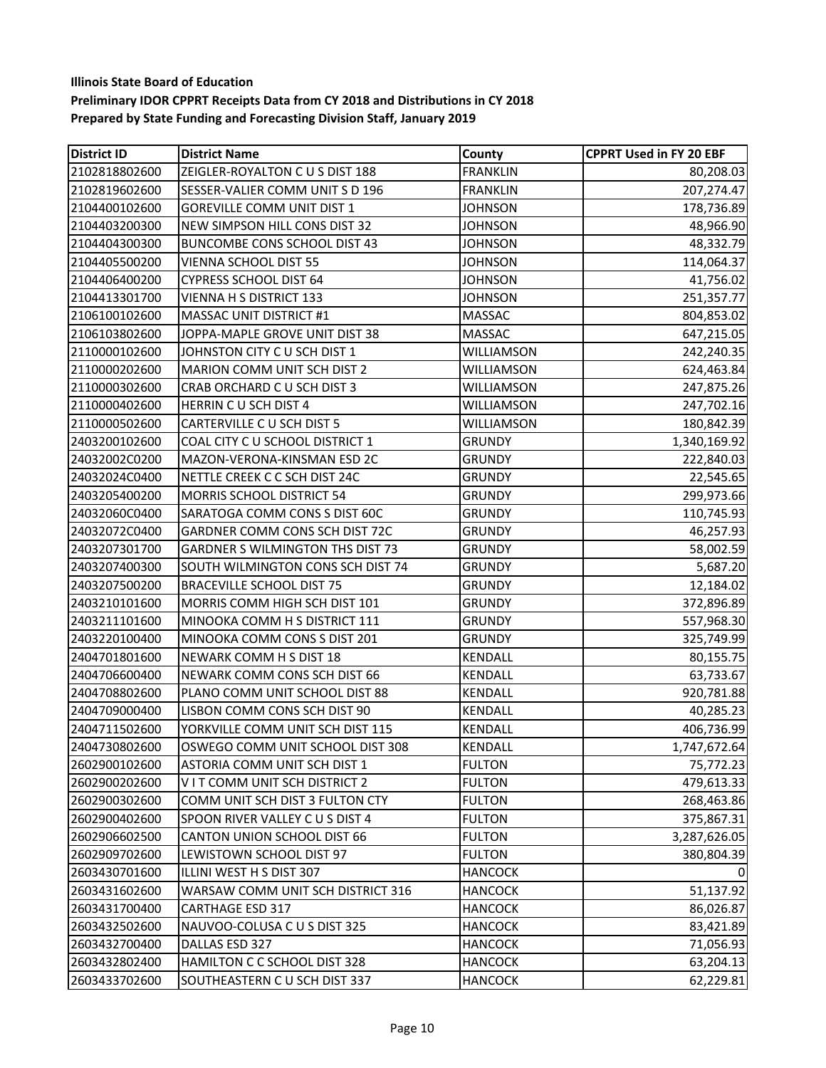**Illinois State Board of Education**

**Preliminary IDOR CPPRT Receipts Data from CY 2018 and Distributions in CY 2018**

**Prepared by State Funding and Forecasting Division Staff, January 2019**

| District ID | District Name | County | CPPRT Used in FY 20 EBF |
|---|---|---|---|
| 2102818802600 | ZEIGLER-ROYALTON C U S DIST 188 | FRANKLIN | 80,208.03 |
| 2102819602600 | SESSER-VALIER COMM UNIT S D 196 | FRANKLIN | 207,274.47 |
| 2104400102600 | GOREVILLE COMM UNIT DIST 1 | JOHNSON | 178,736.89 |
| 2104403200300 | NEW SIMPSON HILL CONS DIST 32 | JOHNSON | 48,966.90 |
| 2104404300300 | BUNCOMBE CONS SCHOOL DIST 43 | JOHNSON | 48,332.79 |
| 2104405500200 | VIENNA SCHOOL DIST 55 | JOHNSON | 114,064.37 |
| 2104406400200 | CYPRESS SCHOOL DIST 64 | JOHNSON | 41,756.02 |
| 2104413301700 | VIENNA H S DISTRICT 133 | JOHNSON | 251,357.77 |
| 2106100102600 | MASSAC UNIT DISTRICT #1 | MASSAC | 804,853.02 |
| 2106103802600 | JOPPA-MAPLE GROVE UNIT DIST 38 | MASSAC | 647,215.05 |
| 2110000102600 | JOHNSTON CITY C U SCH DIST 1 | WILLIAMSON | 242,240.35 |
| 2110000202600 | MARION COMM UNIT SCH DIST 2 | WILLIAMSON | 624,463.84 |
| 2110000302600 | CRAB ORCHARD C U SCH DIST 3 | WILLIAMSON | 247,875.26 |
| 2110000402600 | HERRIN C U SCH DIST 4 | WILLIAMSON | 247,702.16 |
| 2110000502600 | CARTERVILLE C U SCH DIST 5 | WILLIAMSON | 180,842.39 |
| 2403200102600 | COAL CITY C U SCHOOL DISTRICT 1 | GRUNDY | 1,340,169.92 |
| 24032002C0200 | MAZON-VERONA-KINSMAN ESD 2C | GRUNDY | 222,840.03 |
| 24032024C0400 | NETTLE CREEK C C SCH DIST 24C | GRUNDY | 22,545.65 |
| 2403205400200 | MORRIS SCHOOL DISTRICT 54 | GRUNDY | 299,973.66 |
| 24032060C0400 | SARATOGA COMM CONS S DIST 60C | GRUNDY | 110,745.93 |
| 24032072C0400 | GARDNER COMM CONS SCH DIST 72C | GRUNDY | 46,257.93 |
| 2403207301700 | GARDNER S WILMINGTON THS DIST 73 | GRUNDY | 58,002.59 |
| 2403207400300 | SOUTH WILMINGTON CONS SCH DIST 74 | GRUNDY | 5,687.20 |
| 2403207500200 | BRACEVILLE SCHOOL DIST 75 | GRUNDY | 12,184.02 |
| 2403210101600 | MORRIS COMM HIGH SCH DIST 101 | GRUNDY | 372,896.89 |
| 2403211101600 | MINOOKA COMM H S DISTRICT 111 | GRUNDY | 557,968.30 |
| 2403220100400 | MINOOKA COMM CONS S DIST 201 | GRUNDY | 325,749.99 |
| 2404701801600 | NEWARK COMM H S DIST 18 | KENDALL | 80,155.75 |
| 2404706600400 | NEWARK COMM CONS SCH DIST 66 | KENDALL | 63,733.67 |
| 2404708802600 | PLANO COMM UNIT SCHOOL DIST 88 | KENDALL | 920,781.88 |
| 2404709000400 | LISBON COMM CONS SCH DIST 90 | KENDALL | 40,285.23 |
| 2404711502600 | YORKVILLE COMM UNIT SCH DIST 115 | KENDALL | 406,736.99 |
| 2404730802600 | OSWEGO COMM UNIT SCHOOL DIST 308 | KENDALL | 1,747,672.64 |
| 2602900102600 | ASTORIA COMM UNIT SCH DIST 1 | FULTON | 75,772.23 |
| 2602900202600 | V I T COMM UNIT SCH DISTRICT 2 | FULTON | 479,613.33 |
| 2602900302600 | COMM UNIT SCH DIST 3 FULTON CTY | FULTON | 268,463.86 |
| 2602900402600 | SPOON RIVER VALLEY C U S DIST 4 | FULTON | 375,867.31 |
| 2602906602500 | CANTON UNION SCHOOL DIST 66 | FULTON | 3,287,626.05 |
| 2602909702600 | LEWISTOWN SCHOOL DIST 97 | FULTON | 380,804.39 |
| 2603430701600 | ILLINI WEST H S DIST 307 | HANCOCK | 0 |
| 2603431602600 | WARSAW COMM UNIT SCH DISTRICT 316 | HANCOCK | 51,137.92 |
| 2603431700400 | CARTHAGE ESD 317 | HANCOCK | 86,026.87 |
| 2603432502600 | NAUVOO-COLUSA C U S DIST 325 | HANCOCK | 83,421.89 |
| 2603432700400 | DALLAS ESD 327 | HANCOCK | 71,056.93 |
| 2603432802400 | HAMILTON C C SCHOOL DIST 328 | HANCOCK | 63,204.13 |
| 2603433702600 | SOUTHEASTERN C U SCH DIST 337 | HANCOCK | 62,229.81 |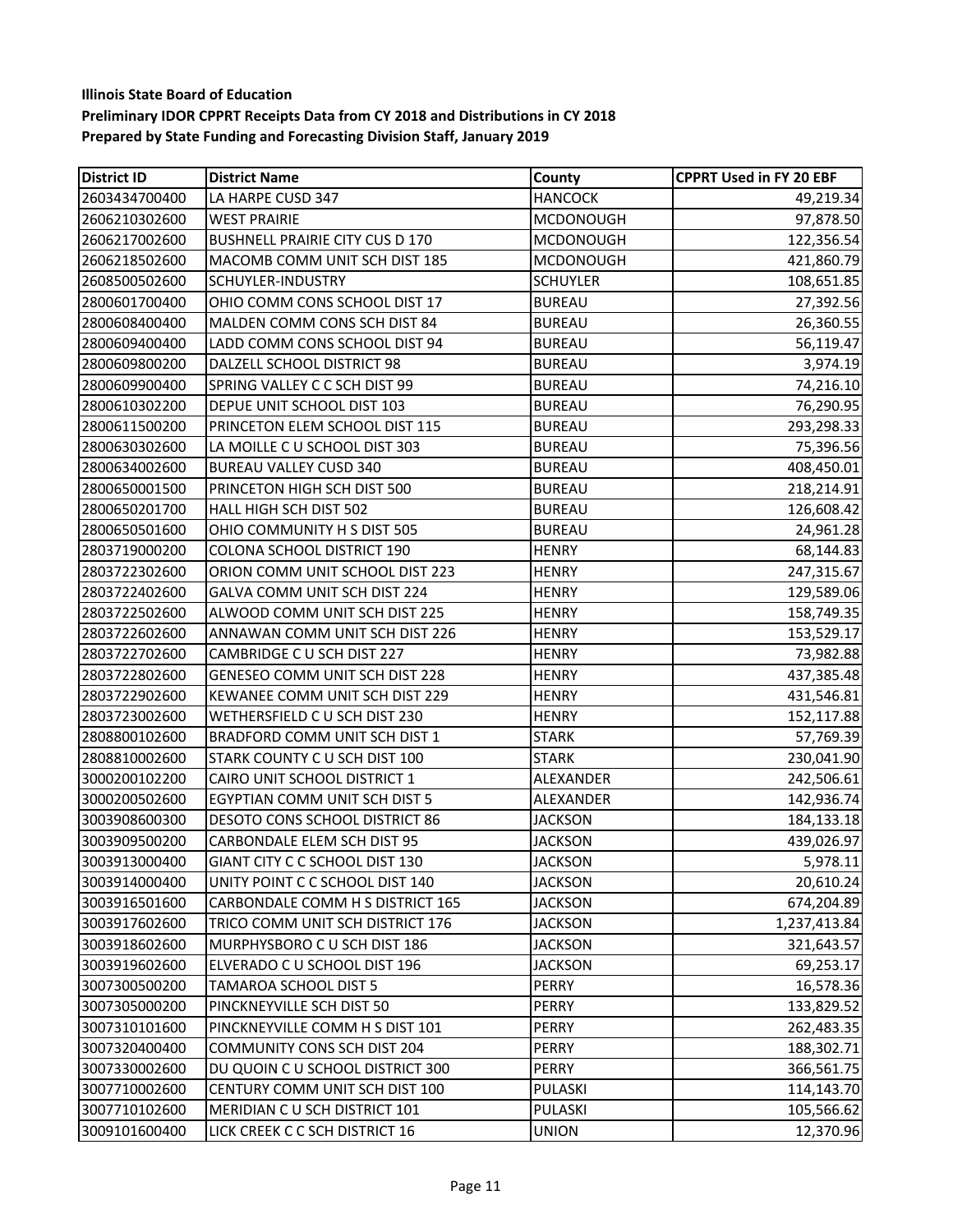**Illinois State Board of Education**

**Preliminary IDOR CPPRT Receipts Data from CY 2018 and Distributions in CY 2018**

**Prepared by State Funding and Forecasting Division Staff, January 2019**

| District ID | District Name | County | CPPRT Used in FY 20 EBF |
|---|---|---|---|
| 2603434700400 | LA HARPE CUSD 347 | HANCOCK | 49,219.34 |
| 2606210302600 | WEST PRAIRIE | MCDONOUGH | 97,878.50 |
| 2606217002600 | BUSHNELL PRAIRIE CITY CUS D 170 | MCDONOUGH | 122,356.54 |
| 2606218502600 | MACOMB COMM UNIT SCH DIST 185 | MCDONOUGH | 421,860.79 |
| 2608500502600 | SCHUYLER-INDUSTRY | SCHUYLER | 108,651.85 |
| 2800601700400 | OHIO COMM CONS SCHOOL DIST 17 | BUREAU | 27,392.56 |
| 2800608400400 | MALDEN COMM CONS SCH DIST 84 | BUREAU | 26,360.55 |
| 2800609400400 | LADD COMM CONS SCHOOL DIST 94 | BUREAU | 56,119.47 |
| 2800609800200 | DALZELL SCHOOL DISTRICT 98 | BUREAU | 3,974.19 |
| 2800609900400 | SPRING VALLEY C C SCH DIST 99 | BUREAU | 74,216.10 |
| 2800610302200 | DEPUE UNIT SCHOOL DIST 103 | BUREAU | 76,290.95 |
| 2800611500200 | PRINCETON ELEM SCHOOL DIST 115 | BUREAU | 293,298.33 |
| 2800630302600 | LA MOILLE C U SCHOOL DIST 303 | BUREAU | 75,396.56 |
| 2800634002600 | BUREAU VALLEY CUSD 340 | BUREAU | 408,450.01 |
| 2800650001500 | PRINCETON HIGH SCH DIST 500 | BUREAU | 218,214.91 |
| 2800650201700 | HALL HIGH SCH DIST 502 | BUREAU | 126,608.42 |
| 2800650501600 | OHIO COMMUNITY H S DIST 505 | BUREAU | 24,961.28 |
| 2803719000200 | COLONA SCHOOL DISTRICT 190 | HENRY | 68,144.83 |
| 2803722302600 | ORION COMM UNIT SCHOOL DIST 223 | HENRY | 247,315.67 |
| 2803722402600 | GALVA COMM UNIT SCH DIST 224 | HENRY | 129,589.06 |
| 2803722502600 | ALWOOD COMM UNIT SCH DIST 225 | HENRY | 158,749.35 |
| 2803722602600 | ANNAWAN COMM UNIT SCH DIST 226 | HENRY | 153,529.17 |
| 2803722702600 | CAMBRIDGE C U SCH DIST 227 | HENRY | 73,982.88 |
| 2803722802600 | GENESEO COMM UNIT SCH DIST 228 | HENRY | 437,385.48 |
| 2803722902600 | KEWANEE COMM UNIT SCH DIST 229 | HENRY | 431,546.81 |
| 2803723002600 | WETHERSFIELD C U SCH DIST 230 | HENRY | 152,117.88 |
| 2808800102600 | BRADFORD COMM UNIT SCH DIST 1 | STARK | 57,769.39 |
| 2808810002600 | STARK COUNTY C U SCH DIST 100 | STARK | 230,041.90 |
| 3000200102200 | CAIRO UNIT SCHOOL DISTRICT 1 | ALEXANDER | 242,506.61 |
| 3000200502600 | EGYPTIAN COMM UNIT SCH DIST 5 | ALEXANDER | 142,936.74 |
| 3003908600300 | DESOTO CONS SCHOOL DISTRICT 86 | JACKSON | 184,133.18 |
| 3003909500200 | CARBONDALE ELEM SCH DIST 95 | JACKSON | 439,026.97 |
| 3003913000400 | GIANT CITY C C SCHOOL DIST 130 | JACKSON | 5,978.11 |
| 3003914000400 | UNITY POINT C C SCHOOL DIST 140 | JACKSON | 20,610.24 |
| 3003916501600 | CARBONDALE COMM H S DISTRICT 165 | JACKSON | 674,204.89 |
| 3003917602600 | TRICO COMM UNIT SCH DISTRICT 176 | JACKSON | 1,237,413.84 |
| 3003918602600 | MURPHYSBORO C U SCH DIST 186 | JACKSON | 321,643.57 |
| 3003919602600 | ELVERADO C U SCHOOL DIST 196 | JACKSON | 69,253.17 |
| 3007300500200 | TAMAROA SCHOOL DIST 5 | PERRY | 16,578.36 |
| 3007305000200 | PINCKNEYVILLE SCH DIST 50 | PERRY | 133,829.52 |
| 3007310101600 | PINCKNEYVILLE COMM H S DIST 101 | PERRY | 262,483.35 |
| 3007320400400 | COMMUNITY CONS SCH DIST 204 | PERRY | 188,302.71 |
| 3007330002600 | DU QUOIN C U SCHOOL DISTRICT 300 | PERRY | 366,561.75 |
| 3007710002600 | CENTURY COMM UNIT SCH DIST 100 | PULASKI | 114,143.70 |
| 3007710102600 | MERIDIAN C U SCH DISTRICT 101 | PULASKI | 105,566.62 |
| 3009101600400 | LICK CREEK C C SCH DISTRICT 16 | UNION | 12,370.96 |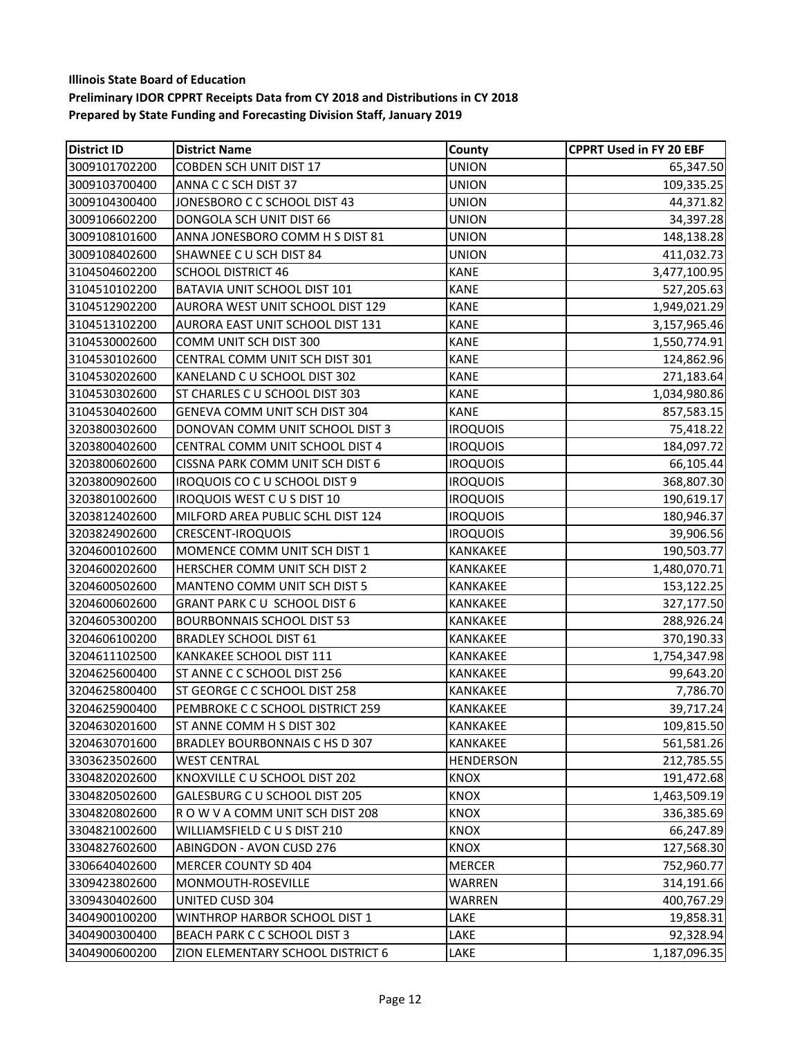**Illinois State Board of Education**

**Preliminary IDOR CPPRT Receipts Data from CY 2018 and Distributions in CY 2018**

**Prepared by State Funding and Forecasting Division Staff, January 2019**

| District ID | District Name | County | CPPRT Used in FY 20 EBF |
|---|---|---|---|
| 3009101702200 | COBDEN SCH UNIT DIST 17 | UNION | 65,347.50 |
| 3009103700400 | ANNA C C SCH DIST 37 | UNION | 109,335.25 |
| 3009104300400 | JONESBORO C C SCHOOL DIST 43 | UNION | 44,371.82 |
| 3009106602200 | DONGOLA SCH UNIT DIST 66 | UNION | 34,397.28 |
| 3009108101600 | ANNA JONESBORO COMM H S DIST 81 | UNION | 148,138.28 |
| 3009108402600 | SHAWNEE C U SCH DIST 84 | UNION | 411,032.73 |
| 3104504602200 | SCHOOL DISTRICT 46 | KANE | 3,477,100.95 |
| 3104510102200 | BATAVIA UNIT SCHOOL DIST 101 | KANE | 527,205.63 |
| 3104512902200 | AURORA WEST UNIT SCHOOL DIST 129 | KANE | 1,949,021.29 |
| 3104513102200 | AURORA EAST UNIT SCHOOL DIST 131 | KANE | 3,157,965.46 |
| 3104530002600 | COMM UNIT SCH DIST 300 | KANE | 1,550,774.91 |
| 3104530102600 | CENTRAL COMM UNIT SCH DIST 301 | KANE | 124,862.96 |
| 3104530202600 | KANELAND C U SCHOOL DIST 302 | KANE | 271,183.64 |
| 3104530302600 | ST CHARLES C U SCHOOL DIST 303 | KANE | 1,034,980.86 |
| 3104530402600 | GENEVA COMM UNIT SCH DIST 304 | KANE | 857,583.15 |
| 3203800302600 | DONOVAN COMM UNIT SCHOOL DIST 3 | IROQUOIS | 75,418.22 |
| 3203800402600 | CENTRAL COMM UNIT SCHOOL DIST 4 | IROQUOIS | 184,097.72 |
| 3203800602600 | CISSNA PARK COMM UNIT SCH DIST 6 | IROQUOIS | 66,105.44 |
| 3203800902600 | IROQUOIS CO C U SCHOOL DIST 9 | IROQUOIS | 368,807.30 |
| 3203801002600 | IROQUOIS WEST C U S DIST 10 | IROQUOIS | 190,619.17 |
| 3203812402600 | MILFORD AREA PUBLIC SCHL DIST 124 | IROQUOIS | 180,946.37 |
| 3203824902600 | CRESCENT-IROQUOIS | IROQUOIS | 39,906.56 |
| 3204600102600 | MOMENCE COMM UNIT SCH DIST 1 | KANKAKEE | 190,503.77 |
| 3204600202600 | HERSCHER COMM UNIT SCH DIST 2 | KANKAKEE | 1,480,070.71 |
| 3204600502600 | MANTENO COMM UNIT SCH DIST 5 | KANKAKEE | 153,122.25 |
| 3204600602600 | GRANT PARK C U SCHOOL DIST 6 | KANKAKEE | 327,177.50 |
| 3204605300200 | BOURBONNAIS SCHOOL DIST 53 | KANKAKEE | 288,926.24 |
| 3204606100200 | BRADLEY SCHOOL DIST 61 | KANKAKEE | 370,190.33 |
| 3204611102500 | KANKAKEE SCHOOL DIST 111 | KANKAKEE | 1,754,347.98 |
| 3204625600400 | ST ANNE C C SCHOOL DIST 256 | KANKAKEE | 99,643.20 |
| 3204625800400 | ST GEORGE C C SCHOOL DIST 258 | KANKAKEE | 7,786.70 |
| 3204625900400 | PEMBROKE C C SCHOOL DISTRICT 259 | KANKAKEE | 39,717.24 |
| 3204630201600 | ST ANNE COMM H S DIST 302 | KANKAKEE | 109,815.50 |
| 3204630701600 | BRADLEY BOURBONNAIS C HS D 307 | KANKAKEE | 561,581.26 |
| 3303623502600 | WEST CENTRAL | HENDERSON | 212,785.55 |
| 3304820202600 | KNOXVILLE C U SCHOOL DIST 202 | KNOX | 191,472.68 |
| 3304820502600 | GALESBURG C U SCHOOL DIST 205 | KNOX | 1,463,509.19 |
| 3304820802600 | R O W V A COMM UNIT SCH DIST 208 | KNOX | 336,385.69 |
| 3304821002600 | WILLIAMSFIELD C U S DIST 210 | KNOX | 66,247.89 |
| 3304827602600 | ABINGDON - AVON CUSD 276 | KNOX | 127,568.30 |
| 3306640402600 | MERCER COUNTY SD 404 | MERCER | 752,960.77 |
| 3309423802600 | MONMOUTH-ROSEVILLE | WARREN | 314,191.66 |
| 3309430402600 | UNITED CUSD 304 | WARREN | 400,767.29 |
| 3404900100200 | WINTHROP HARBOR SCHOOL DIST 1 | LAKE | 19,858.31 |
| 3404900300400 | BEACH PARK C C SCHOOL DIST 3 | LAKE | 92,328.94 |
| 3404900600200 | ZION ELEMENTARY SCHOOL DISTRICT 6 | LAKE | 1,187,096.35 |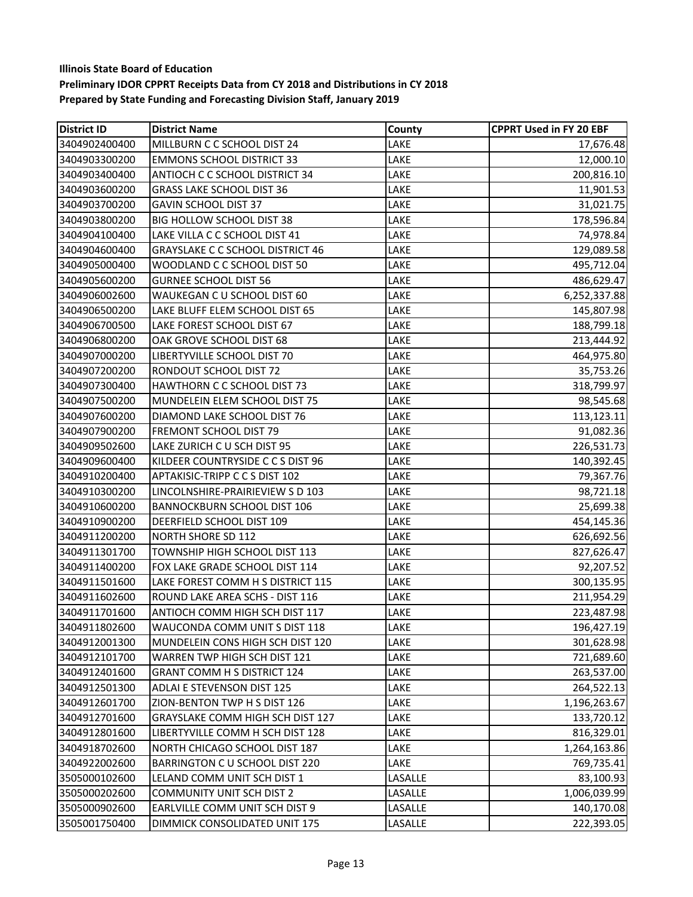**Illinois State Board of Education**
**Preliminary IDOR CPPRT Receipts Data from CY 2018 and Distributions in CY 2018**
**Prepared by State Funding and Forecasting Division Staff, January 2019**

| District ID | District Name | County | CPPRT Used in FY 20 EBF |
|---|---|---|---|
| 3404902400400 | MILLBURN C C SCHOOL DIST 24 | LAKE | 17,676.48 |
| 3404903300200 | EMMONS SCHOOL DISTRICT 33 | LAKE | 12,000.10 |
| 3404903400400 | ANTIOCH C C SCHOOL DISTRICT 34 | LAKE | 200,816.10 |
| 3404903600200 | GRASS LAKE SCHOOL DIST 36 | LAKE | 11,901.53 |
| 3404903700200 | GAVIN SCHOOL DIST 37 | LAKE | 31,021.75 |
| 3404903800200 | BIG HOLLOW SCHOOL DIST 38 | LAKE | 178,596.84 |
| 3404904100400 | LAKE VILLA C C SCHOOL DIST 41 | LAKE | 74,978.84 |
| 3404904600400 | GRAYSLAKE C C SCHOOL DISTRICT 46 | LAKE | 129,089.58 |
| 3404905000400 | WOODLAND C C SCHOOL DIST 50 | LAKE | 495,712.04 |
| 3404905600200 | GURNEE SCHOOL DIST 56 | LAKE | 486,629.47 |
| 3404906002600 | WAUKEGAN C U SCHOOL DIST 60 | LAKE | 6,252,337.88 |
| 3404906500200 | LAKE BLUFF ELEM SCHOOL DIST 65 | LAKE | 145,807.98 |
| 3404906700500 | LAKE FOREST SCHOOL DIST 67 | LAKE | 188,799.18 |
| 3404906800200 | OAK GROVE SCHOOL DIST 68 | LAKE | 213,444.92 |
| 3404907000200 | LIBERTYVILLE SCHOOL DIST 70 | LAKE | 464,975.80 |
| 3404907200200 | RONDOUT SCHOOL DIST 72 | LAKE | 35,753.26 |
| 3404907300400 | HAWTHORN C C SCHOOL DIST 73 | LAKE | 318,799.97 |
| 3404907500200 | MUNDELEIN ELEM SCHOOL DIST 75 | LAKE | 98,545.68 |
| 3404907600200 | DIAMOND LAKE SCHOOL DIST 76 | LAKE | 113,123.11 |
| 3404907900200 | FREMONT SCHOOL DIST 79 | LAKE | 91,082.36 |
| 3404909502600 | LAKE ZURICH C U SCH DIST 95 | LAKE | 226,531.73 |
| 3404909600400 | KILDEER COUNTRYSIDE C C S DIST 96 | LAKE | 140,392.45 |
| 3404910200400 | APTAKISIC-TRIPP C C S DIST 102 | LAKE | 79,367.76 |
| 3404910300200 | LINCOLNSHIRE-PRAIRIEVIEW S D 103 | LAKE | 98,721.18 |
| 3404910600200 | BANNOCKBURN SCHOOL DIST 106 | LAKE | 25,699.38 |
| 3404910900200 | DEERFIELD SCHOOL DIST 109 | LAKE | 454,145.36 |
| 3404911200200 | NORTH SHORE SD 112 | LAKE | 626,692.56 |
| 3404911301700 | TOWNSHIP HIGH SCHOOL DIST 113 | LAKE | 827,626.47 |
| 3404911400200 | FOX LAKE GRADE SCHOOL DIST 114 | LAKE | 92,207.52 |
| 3404911501600 | LAKE FOREST COMM H S DISTRICT 115 | LAKE | 300,135.95 |
| 3404911602600 | ROUND LAKE AREA SCHS - DIST 116 | LAKE | 211,954.29 |
| 3404911701600 | ANTIOCH COMM HIGH SCH DIST 117 | LAKE | 223,487.98 |
| 3404911802600 | WAUCONDA COMM UNIT S DIST 118 | LAKE | 196,427.19 |
| 3404912001300 | MUNDELEIN CONS HIGH SCH DIST 120 | LAKE | 301,628.98 |
| 3404912101700 | WARREN TWP HIGH SCH DIST 121 | LAKE | 721,689.60 |
| 3404912401600 | GRANT COMM H S DISTRICT 124 | LAKE | 263,537.00 |
| 3404912501300 | ADLAI E STEVENSON DIST 125 | LAKE | 264,522.13 |
| 3404912601700 | ZION-BENTON TWP H S DIST 126 | LAKE | 1,196,263.67 |
| 3404912701600 | GRAYSLAKE COMM HIGH SCH DIST 127 | LAKE | 133,720.12 |
| 3404912801600 | LIBERTYVILLE COMM H SCH DIST 128 | LAKE | 816,329.01 |
| 3404918702600 | NORTH CHICAGO SCHOOL DIST 187 | LAKE | 1,264,163.86 |
| 3404922002600 | BARRINGTON C U SCHOOL DIST 220 | LAKE | 769,735.41 |
| 3505000102600 | LELAND COMM UNIT SCH DIST 1 | LASALLE | 83,100.93 |
| 3505000202600 | COMMUNITY UNIT SCH DIST 2 | LASALLE | 1,006,039.99 |
| 3505000902600 | EARLVILLE COMM UNIT SCH DIST 9 | LASALLE | 140,170.08 |
| 3505001750400 | DIMMICK CONSOLIDATED UNIT 175 | LASALLE | 222,393.05 |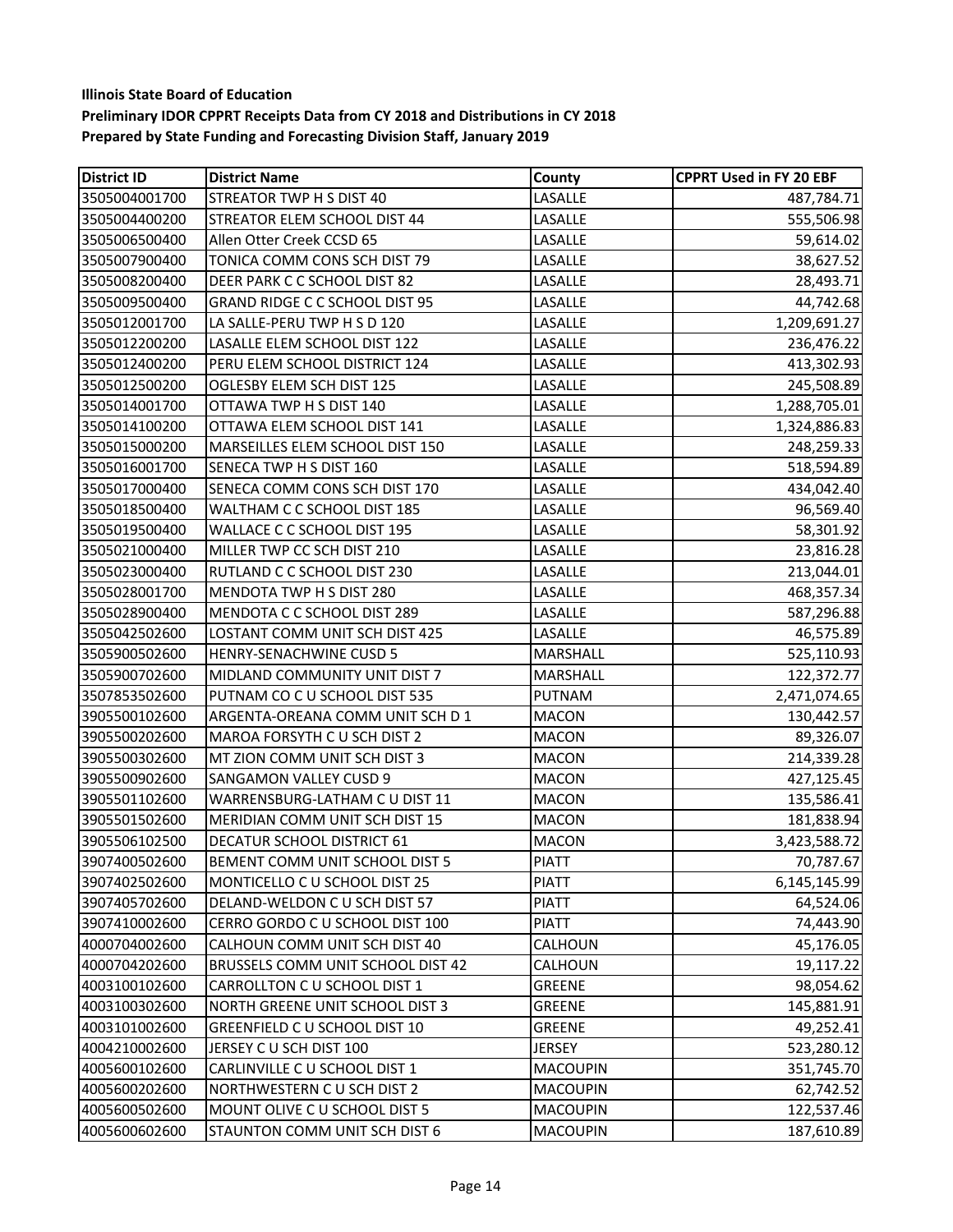**Illinois State Board of Education**

**Preliminary IDOR CPPRT Receipts Data from CY 2018 and Distributions in CY 2018**

**Prepared by State Funding and Forecasting Division Staff, January 2019**

| District ID | District Name | County | CPPRT Used in FY 20 EBF |
|---|---|---|---|
| 3505004001700 | STREATOR TWP H S DIST 40 | LASALLE | 487,784.71 |
| 3505004400200 | STREATOR ELEM SCHOOL DIST 44 | LASALLE | 555,506.98 |
| 3505006500400 | Allen Otter Creek CCSD 65 | LASALLE | 59,614.02 |
| 3505007900400 | TONICA COMM CONS SCH DIST 79 | LASALLE | 38,627.52 |
| 3505008200400 | DEER PARK C C SCHOOL DIST 82 | LASALLE | 28,493.71 |
| 3505009500400 | GRAND RIDGE C C SCHOOL DIST 95 | LASALLE | 44,742.68 |
| 3505012001700 | LA SALLE-PERU TWP H S D 120 | LASALLE | 1,209,691.27 |
| 3505012200200 | LASALLE ELEM SCHOOL DIST 122 | LASALLE | 236,476.22 |
| 3505012400200 | PERU ELEM SCHOOL DISTRICT 124 | LASALLE | 413,302.93 |
| 3505012500200 | OGLESBY ELEM SCH DIST 125 | LASALLE | 245,508.89 |
| 3505014001700 | OTTAWA TWP H S DIST 140 | LASALLE | 1,288,705.01 |
| 3505014100200 | OTTAWA ELEM SCHOOL DIST 141 | LASALLE | 1,324,886.83 |
| 3505015000200 | MARSEILLES ELEM SCHOOL DIST 150 | LASALLE | 248,259.33 |
| 3505016001700 | SENECA TWP H S DIST 160 | LASALLE | 518,594.89 |
| 3505017000400 | SENECA COMM CONS SCH DIST 170 | LASALLE | 434,042.40 |
| 3505018500400 | WALTHAM C C SCHOOL DIST 185 | LASALLE | 96,569.40 |
| 3505019500400 | WALLACE C C SCHOOL DIST 195 | LASALLE | 58,301.92 |
| 3505021000400 | MILLER TWP CC SCH DIST 210 | LASALLE | 23,816.28 |
| 3505023000400 | RUTLAND C C SCHOOL DIST 230 | LASALLE | 213,044.01 |
| 3505028001700 | MENDOTA TWP H S DIST 280 | LASALLE | 468,357.34 |
| 3505028900400 | MENDOTA C C SCHOOL DIST 289 | LASALLE | 587,296.88 |
| 3505042502600 | LOSTANT COMM UNIT SCH DIST 425 | LASALLE | 46,575.89 |
| 3505900502600 | HENRY-SENACHWINE CUSD 5 | MARSHALL | 525,110.93 |
| 3505900702600 | MIDLAND COMMUNITY UNIT DIST 7 | MARSHALL | 122,372.77 |
| 3507853502600 | PUTNAM CO C U SCHOOL DIST 535 | PUTNAM | 2,471,074.65 |
| 3905500102600 | ARGENTA-OREANA COMM UNIT SCH D 1 | MACON | 130,442.57 |
| 3905500202600 | MAROA FORSYTH C U SCH DIST 2 | MACON | 89,326.07 |
| 3905500302600 | MT ZION COMM UNIT SCH DIST 3 | MACON | 214,339.28 |
| 3905500902600 | SANGAMON VALLEY CUSD 9 | MACON | 427,125.45 |
| 3905501102600 | WARRENSBURG-LATHAM C U DIST 11 | MACON | 135,586.41 |
| 3905501502600 | MERIDIAN COMM UNIT SCH DIST 15 | MACON | 181,838.94 |
| 3905506102500 | DECATUR SCHOOL DISTRICT 61 | MACON | 3,423,588.72 |
| 3907400502600 | BEMENT COMM UNIT SCHOOL DIST 5 | PIATT | 70,787.67 |
| 3907402502600 | MONTICELLO C U SCHOOL DIST 25 | PIATT | 6,145,145.99 |
| 3907405702600 | DELAND-WELDON C U SCH DIST 57 | PIATT | 64,524.06 |
| 3907410002600 | CERRO GORDO C U SCHOOL DIST 100 | PIATT | 74,443.90 |
| 4000704002600 | CALHOUN COMM UNIT SCH DIST 40 | CALHOUN | 45,176.05 |
| 4000704202600 | BRUSSELS COMM UNIT SCHOOL DIST 42 | CALHOUN | 19,117.22 |
| 4003100102600 | CARROLLTON C U SCHOOL DIST 1 | GREENE | 98,054.62 |
| 4003100302600 | NORTH GREENE UNIT SCHOOL DIST 3 | GREENE | 145,881.91 |
| 4003101002600 | GREENFIELD C U SCHOOL DIST 10 | GREENE | 49,252.41 |
| 4004210002600 | JERSEY C U SCH DIST 100 | JERSEY | 523,280.12 |
| 4005600102600 | CARLINVILLE C U SCHOOL DIST 1 | MACOUPIN | 351,745.70 |
| 4005600202600 | NORTHWESTERN C U SCH DIST 2 | MACOUPIN | 62,742.52 |
| 4005600502600 | MOUNT OLIVE C U SCHOOL DIST 5 | MACOUPIN | 122,537.46 |
| 4005600602600 | STAUNTON COMM UNIT SCH DIST 6 | MACOUPIN | 187,610.89 |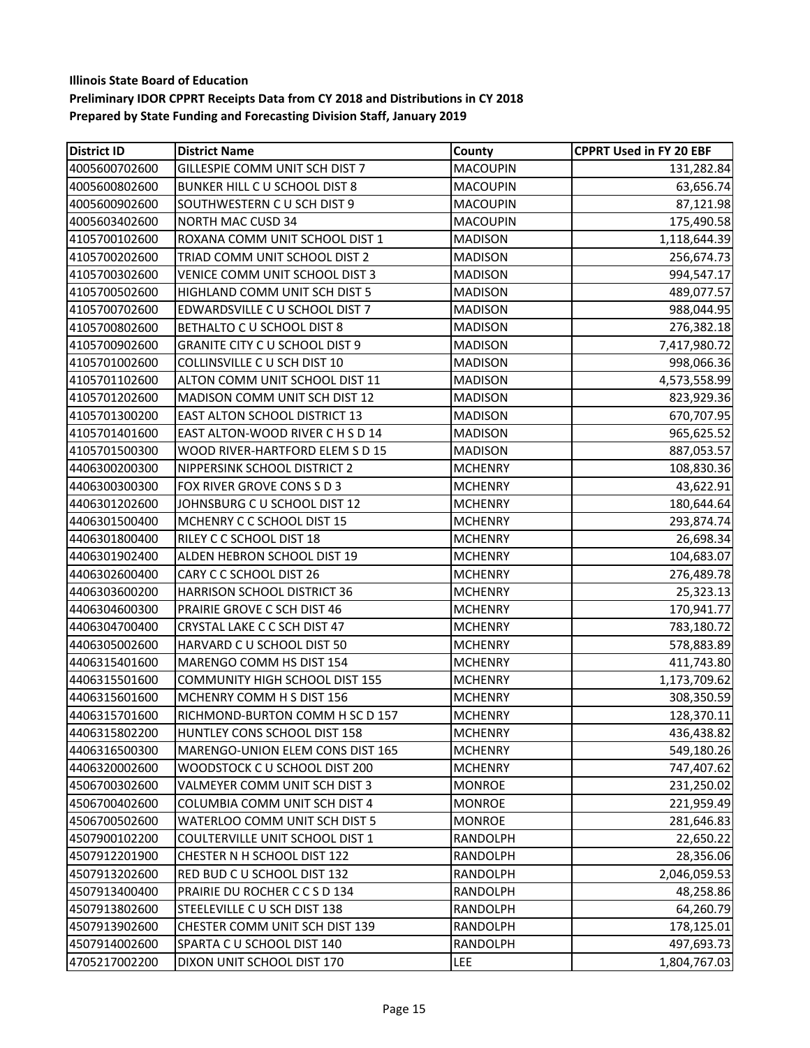**Illinois State Board of Education**

**Preliminary IDOR CPPRT Receipts Data from CY 2018 and Distributions in CY 2018**

**Prepared by State Funding and Forecasting Division Staff, January 2019**

| District ID | District Name | County | CPPRT Used in FY 20 EBF |
|---|---|---|---|
| 4005600702600 | GILLESPIE COMM UNIT SCH DIST 7 | MACOUPIN | 131,282.84 |
| 4005600802600 | BUNKER HILL C U SCHOOL DIST 8 | MACOUPIN | 63,656.74 |
| 4005600902600 | SOUTHWESTERN C U SCH DIST 9 | MACOUPIN | 87,121.98 |
| 4005603402600 | NORTH MAC CUSD 34 | MACOUPIN | 175,490.58 |
| 4105700102600 | ROXANA COMM UNIT SCHOOL DIST 1 | MADISON | 1,118,644.39 |
| 4105700202600 | TRIAD COMM UNIT SCHOOL DIST 2 | MADISON | 256,674.73 |
| 4105700302600 | VENICE COMM UNIT SCHOOL DIST 3 | MADISON | 994,547.17 |
| 4105700502600 | HIGHLAND COMM UNIT SCH DIST 5 | MADISON | 489,077.57 |
| 4105700702600 | EDWARDSVILLE C U SCHOOL DIST 7 | MADISON | 988,044.95 |
| 4105700802600 | BETHALTO C U SCHOOL DIST 8 | MADISON | 276,382.18 |
| 4105700902600 | GRANITE CITY C U SCHOOL DIST 9 | MADISON | 7,417,980.72 |
| 4105701002600 | COLLINSVILLE C U SCH DIST 10 | MADISON | 998,066.36 |
| 4105701102600 | ALTON COMM UNIT SCHOOL DIST 11 | MADISON | 4,573,558.99 |
| 4105701202600 | MADISON COMM UNIT SCH DIST 12 | MADISON | 823,929.36 |
| 4105701300200 | EAST ALTON SCHOOL DISTRICT 13 | MADISON | 670,707.95 |
| 4105701401600 | EAST ALTON-WOOD RIVER C H S D 14 | MADISON | 965,625.52 |
| 4105701500300 | WOOD RIVER-HARTFORD ELEM S D 15 | MADISON | 887,053.57 |
| 4406300200300 | NIPPERSINK SCHOOL DISTRICT 2 | MCHENRY | 108,830.36 |
| 4406300300300 | FOX RIVER GROVE CONS S D 3 | MCHENRY | 43,622.91 |
| 4406301202600 | JOHNSBURG C U SCHOOL DIST 12 | MCHENRY | 180,644.64 |
| 4406301500400 | MCHENRY C C SCHOOL DIST 15 | MCHENRY | 293,874.74 |
| 4406301800400 | RILEY C C SCHOOL DIST 18 | MCHENRY | 26,698.34 |
| 4406301902400 | ALDEN HEBRON SCHOOL DIST 19 | MCHENRY | 104,683.07 |
| 4406302600400 | CARY C C SCHOOL DIST 26 | MCHENRY | 276,489.78 |
| 4406303600200 | HARRISON SCHOOL DISTRICT 36 | MCHENRY | 25,323.13 |
| 4406304600300 | PRAIRIE GROVE C SCH DIST 46 | MCHENRY | 170,941.77 |
| 4406304700400 | CRYSTAL LAKE C C SCH DIST 47 | MCHENRY | 783,180.72 |
| 4406305002600 | HARVARD C U SCHOOL DIST 50 | MCHENRY | 578,883.89 |
| 4406315401600 | MARENGO COMM HS DIST 154 | MCHENRY | 411,743.80 |
| 4406315501600 | COMMUNITY HIGH SCHOOL DIST 155 | MCHENRY | 1,173,709.62 |
| 4406315601600 | MCHENRY COMM H S DIST 156 | MCHENRY | 308,350.59 |
| 4406315701600 | RICHMOND-BURTON COMM H SC D 157 | MCHENRY | 128,370.11 |
| 4406315802200 | HUNTLEY CONS SCHOOL DIST 158 | MCHENRY | 436,438.82 |
| 4406316500300 | MARENGO-UNION ELEM CONS DIST 165 | MCHENRY | 549,180.26 |
| 4406320002600 | WOODSTOCK C U SCHOOL DIST 200 | MCHENRY | 747,407.62 |
| 4506700302600 | VALMEYER COMM UNIT SCH DIST 3 | MONROE | 231,250.02 |
| 4506700402600 | COLUMBIA COMM UNIT SCH DIST 4 | MONROE | 221,959.49 |
| 4506700502600 | WATERLOO COMM UNIT SCH DIST 5 | MONROE | 281,646.83 |
| 4507900102200 | COULTERVILLE UNIT SCHOOL DIST 1 | RANDOLPH | 22,650.22 |
| 4507912201900 | CHESTER N H SCHOOL DIST 122 | RANDOLPH | 28,356.06 |
| 4507913202600 | RED BUD C U SCHOOL DIST 132 | RANDOLPH | 2,046,059.53 |
| 4507913400400 | PRAIRIE DU ROCHER C C S D 134 | RANDOLPH | 48,258.86 |
| 4507913802600 | STEELEVILLE C U SCH DIST 138 | RANDOLPH | 64,260.79 |
| 4507913902600 | CHESTER COMM UNIT SCH DIST 139 | RANDOLPH | 178,125.01 |
| 4507914002600 | SPARTA C U SCHOOL DIST 140 | RANDOLPH | 497,693.73 |
| 4705217002200 | DIXON UNIT SCHOOL DIST 170 | LEE | 1,804,767.03 |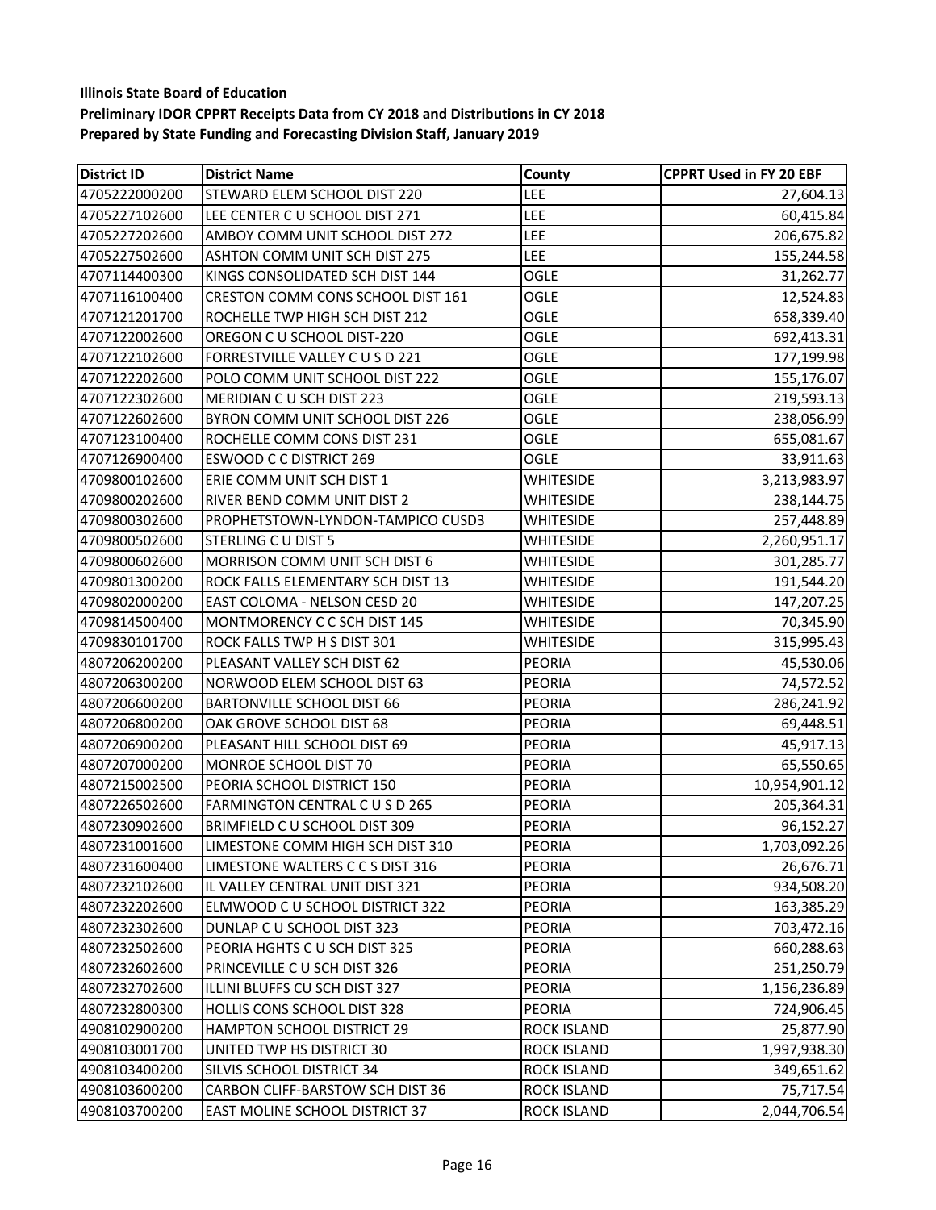**Illinois State Board of Education**
**Preliminary IDOR CPPRT Receipts Data from CY 2018 and Distributions in CY 2018**
**Prepared by State Funding and Forecasting Division Staff, January 2019**

| District ID | District Name | County | CPPRT Used in FY 20 EBF |
|---|---|---|---|
| 4705222000200 | STEWARD ELEM SCHOOL DIST 220 | LEE | 27,604.13 |
| 4705227102600 | LEE CENTER C U SCHOOL DIST 271 | LEE | 60,415.84 |
| 4705227202600 | AMBOY COMM UNIT SCHOOL DIST 272 | LEE | 206,675.82 |
| 4705227502600 | ASHTON COMM UNIT SCH DIST 275 | LEE | 155,244.58 |
| 4707114400300 | KINGS CONSOLIDATED SCH DIST 144 | OGLE | 31,262.77 |
| 4707116100400 | CRESTON COMM CONS SCHOOL DIST 161 | OGLE | 12,524.83 |
| 4707121201700 | ROCHELLE TWP HIGH SCH DIST 212 | OGLE | 658,339.40 |
| 4707122002600 | OREGON C U SCHOOL DIST-220 | OGLE | 692,413.31 |
| 4707122102600 | FORRESTVILLE VALLEY C U S D 221 | OGLE | 177,199.98 |
| 4707122202600 | POLO COMM UNIT SCHOOL DIST 222 | OGLE | 155,176.07 |
| 4707122302600 | MERIDIAN C U SCH DIST 223 | OGLE | 219,593.13 |
| 4707122602600 | BYRON COMM UNIT SCHOOL DIST 226 | OGLE | 238,056.99 |
| 4707123100400 | ROCHELLE COMM CONS DIST 231 | OGLE | 655,081.67 |
| 4707126900400 | ESWOOD C C DISTRICT 269 | OGLE | 33,911.63 |
| 4709800102600 | ERIE COMM UNIT SCH DIST 1 | WHITESIDE | 3,213,983.97 |
| 4709800202600 | RIVER BEND COMM UNIT DIST 2 | WHITESIDE | 238,144.75 |
| 4709800302600 | PROPHETSTOWN-LYNDON-TAMPICO CUSD3 | WHITESIDE | 257,448.89 |
| 4709800502600 | STERLING C U DIST 5 | WHITESIDE | 2,260,951.17 |
| 4709800602600 | MORRISON COMM UNIT SCH DIST 6 | WHITESIDE | 301,285.77 |
| 4709801300200 | ROCK FALLS ELEMENTARY SCH DIST 13 | WHITESIDE | 191,544.20 |
| 4709802000200 | EAST COLOMA - NELSON CESD 20 | WHITESIDE | 147,207.25 |
| 4709814500400 | MONTMORENCY C C SCH DIST 145 | WHITESIDE | 70,345.90 |
| 4709830101700 | ROCK FALLS TWP H S DIST 301 | WHITESIDE | 315,995.43 |
| 4807206200200 | PLEASANT VALLEY SCH DIST 62 | PEORIA | 45,530.06 |
| 4807206300200 | NORWOOD ELEM SCHOOL DIST 63 | PEORIA | 74,572.52 |
| 4807206600200 | BARTONVILLE SCHOOL DIST 66 | PEORIA | 286,241.92 |
| 4807206800200 | OAK GROVE SCHOOL DIST 68 | PEORIA | 69,448.51 |
| 4807206900200 | PLEASANT HILL SCHOOL DIST 69 | PEORIA | 45,917.13 |
| 4807207000200 | MONROE SCHOOL DIST 70 | PEORIA | 65,550.65 |
| 4807215002500 | PEORIA SCHOOL DISTRICT 150 | PEORIA | 10,954,901.12 |
| 4807226502600 | FARMINGTON CENTRAL C U S D 265 | PEORIA | 205,364.31 |
| 4807230902600 | BRIMFIELD C U SCHOOL DIST 309 | PEORIA | 96,152.27 |
| 4807231001600 | LIMESTONE COMM HIGH SCH DIST 310 | PEORIA | 1,703,092.26 |
| 4807231600400 | LIMESTONE WALTERS C C S DIST 316 | PEORIA | 26,676.71 |
| 4807232102600 | IL VALLEY CENTRAL UNIT DIST 321 | PEORIA | 934,508.20 |
| 4807232202600 | ELMWOOD C U SCHOOL DISTRICT 322 | PEORIA | 163,385.29 |
| 4807232302600 | DUNLAP C U SCHOOL DIST 323 | PEORIA | 703,472.16 |
| 4807232502600 | PEORIA HGHTS C U SCH DIST 325 | PEORIA | 660,288.63 |
| 4807232602600 | PRINCEVILLE C U SCH DIST 326 | PEORIA | 251,250.79 |
| 4807232702600 | ILLINI BLUFFS CU SCH DIST 327 | PEORIA | 1,156,236.89 |
| 4807232800300 | HOLLIS CONS SCHOOL DIST 328 | PEORIA | 724,906.45 |
| 4908102900200 | HAMPTON SCHOOL DISTRICT 29 | ROCK ISLAND | 25,877.90 |
| 4908103001700 | UNITED TWP HS DISTRICT 30 | ROCK ISLAND | 1,997,938.30 |
| 4908103400200 | SILVIS SCHOOL DISTRICT 34 | ROCK ISLAND | 349,651.62 |
| 4908103600200 | CARBON CLIFF-BARSTOW SCH DIST 36 | ROCK ISLAND | 75,717.54 |
| 4908103700200 | EAST MOLINE SCHOOL DISTRICT 37 | ROCK ISLAND | 2,044,706.54 |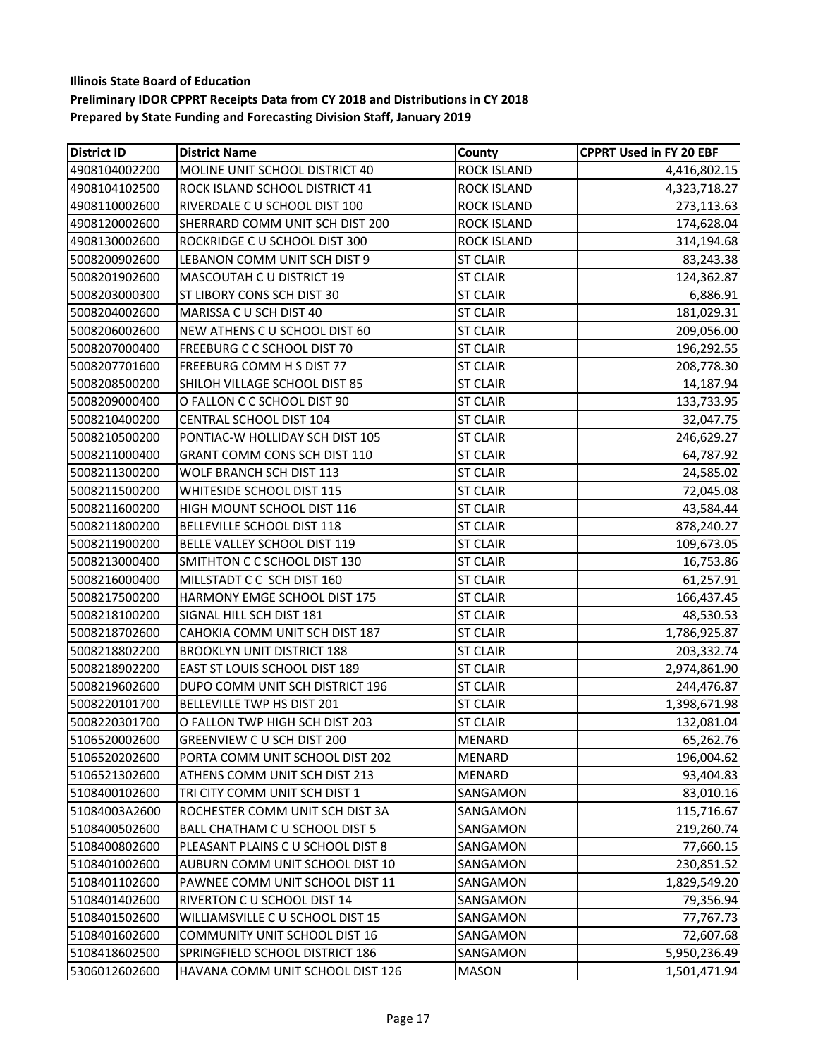**Illinois State Board of Education**

**Preliminary IDOR CPPRT Receipts Data from CY 2018 and Distributions in CY 2018**

**Prepared by State Funding and Forecasting Division Staff, January 2019**

| District ID | District Name | County | CPPRT Used in FY 20 EBF |
|---|---|---|---|
| 4908104002200 | MOLINE UNIT SCHOOL DISTRICT 40 | ROCK ISLAND | 4,416,802.15 |
| 4908104102500 | ROCK ISLAND SCHOOL DISTRICT 41 | ROCK ISLAND | 4,323,718.27 |
| 4908110002600 | RIVERDALE C U SCHOOL DIST 100 | ROCK ISLAND | 273,113.63 |
| 4908120002600 | SHERRARD COMM UNIT SCH DIST 200 | ROCK ISLAND | 174,628.04 |
| 4908130002600 | ROCKRIDGE C U SCHOOL DIST 300 | ROCK ISLAND | 314,194.68 |
| 5008200902600 | LEBANON COMM UNIT SCH DIST 9 | ST CLAIR | 83,243.38 |
| 5008201902600 | MASCOUTAH C U DISTRICT 19 | ST CLAIR | 124,362.87 |
| 5008203000300 | ST LIBORY CONS SCH DIST 30 | ST CLAIR | 6,886.91 |
| 5008204002600 | MARISSA C U SCH DIST 40 | ST CLAIR | 181,029.31 |
| 5008206002600 | NEW ATHENS C U SCHOOL DIST 60 | ST CLAIR | 209,056.00 |
| 5008207000400 | FREEBURG C C SCHOOL DIST 70 | ST CLAIR | 196,292.55 |
| 5008207701600 | FREEBURG COMM H S DIST 77 | ST CLAIR | 208,778.30 |
| 5008208500200 | SHILOH VILLAGE SCHOOL DIST 85 | ST CLAIR | 14,187.94 |
| 5008209000400 | O FALLON C C SCHOOL DIST 90 | ST CLAIR | 133,733.95 |
| 5008210400200 | CENTRAL SCHOOL DIST 104 | ST CLAIR | 32,047.75 |
| 5008210500200 | PONTIAC-W HOLLIDAY SCH DIST 105 | ST CLAIR | 246,629.27 |
| 5008211000400 | GRANT COMM CONS SCH DIST 110 | ST CLAIR | 64,787.92 |
| 5008211300200 | WOLF BRANCH SCH DIST 113 | ST CLAIR | 24,585.02 |
| 5008211500200 | WHITESIDE SCHOOL DIST 115 | ST CLAIR | 72,045.08 |
| 5008211600200 | HIGH MOUNT SCHOOL DIST 116 | ST CLAIR | 43,584.44 |
| 5008211800200 | BELLEVILLE SCHOOL DIST 118 | ST CLAIR | 878,240.27 |
| 5008211900200 | BELLE VALLEY SCHOOL DIST 119 | ST CLAIR | 109,673.05 |
| 5008213000400 | SMITHTON C C SCHOOL DIST 130 | ST CLAIR | 16,753.86 |
| 5008216000400 | MILLSTADT C C SCH DIST 160 | ST CLAIR | 61,257.91 |
| 5008217500200 | HARMONY EMGE SCHOOL DIST 175 | ST CLAIR | 166,437.45 |
| 5008218100200 | SIGNAL HILL SCH DIST 181 | ST CLAIR | 48,530.53 |
| 5008218702600 | CAHOKIA COMM UNIT SCH DIST 187 | ST CLAIR | 1,786,925.87 |
| 5008218802200 | BROOKLYN UNIT DISTRICT 188 | ST CLAIR | 203,332.74 |
| 5008218902200 | EAST ST LOUIS SCHOOL DIST 189 | ST CLAIR | 2,974,861.90 |
| 5008219602600 | DUPO COMM UNIT SCH DISTRICT 196 | ST CLAIR | 244,476.87 |
| 5008220101700 | BELLEVILLE TWP HS DIST 201 | ST CLAIR | 1,398,671.98 |
| 5008220301700 | O FALLON TWP HIGH SCH DIST 203 | ST CLAIR | 132,081.04 |
| 5106520002600 | GREENVIEW C U SCH DIST 200 | MENARD | 65,262.76 |
| 5106520202600 | PORTA COMM UNIT SCHOOL DIST 202 | MENARD | 196,004.62 |
| 5106521302600 | ATHENS COMM UNIT SCH DIST 213 | MENARD | 93,404.83 |
| 5108400102600 | TRI CITY COMM UNIT SCH DIST 1 | SANGAMON | 83,010.16 |
| 51084003A2600 | ROCHESTER COMM UNIT SCH DIST 3A | SANGAMON | 115,716.67 |
| 5108400502600 | BALL CHATHAM C U SCHOOL DIST 5 | SANGAMON | 219,260.74 |
| 5108400802600 | PLEASANT PLAINS C U SCHOOL DIST 8 | SANGAMON | 77,660.15 |
| 5108401002600 | AUBURN COMM UNIT SCHOOL DIST 10 | SANGAMON | 230,851.52 |
| 5108401102600 | PAWNEE COMM UNIT SCHOOL DIST 11 | SANGAMON | 1,829,549.20 |
| 5108401402600 | RIVERTON C U SCHOOL DIST 14 | SANGAMON | 79,356.94 |
| 5108401502600 | WILLIAMSVILLE C U SCHOOL DIST 15 | SANGAMON | 77,767.73 |
| 5108401602600 | COMMUNITY UNIT SCHOOL DIST 16 | SANGAMON | 72,607.68 |
| 5108418602500 | SPRINGFIELD SCHOOL DISTRICT 186 | SANGAMON | 5,950,236.49 |
| 5306012602600 | HAVANA COMM UNIT SCHOOL DIST 126 | MASON | 1,501,471.94 |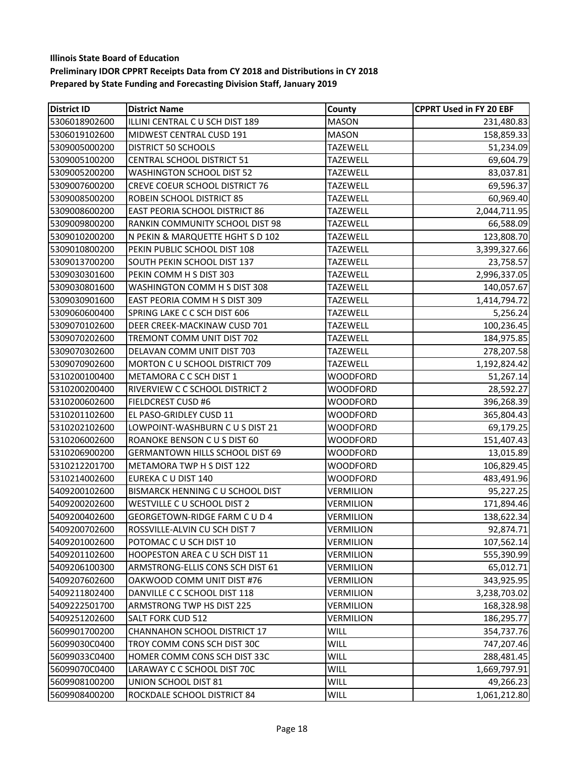**Illinois State Board of Education**
**Preliminary IDOR CPPRT Receipts Data from CY 2018 and Distributions in CY 2018**
**Prepared by State Funding and Forecasting Division Staff, January 2019**

| District ID | District Name | County | CPPRT Used in FY 20 EBF |
|---|---|---|---|
| 5306018902600 | ILLINI CENTRAL C U SCH DIST 189 | MASON | 231,480.83 |
| 5306019102600 | MIDWEST CENTRAL CUSD 191 | MASON | 158,859.33 |
| 5309005000200 | DISTRICT 50 SCHOOLS | TAZEWELL | 51,234.09 |
| 5309005100200 | CENTRAL SCHOOL DISTRICT 51 | TAZEWELL | 69,604.79 |
| 5309005200200 | WASHINGTON SCHOOL DIST 52 | TAZEWELL | 83,037.81 |
| 5309007600200 | CREVE COEUR SCHOOL DISTRICT 76 | TAZEWELL | 69,596.37 |
| 5309008500200 | ROBEIN SCHOOL DISTRICT 85 | TAZEWELL | 60,969.40 |
| 5309008600200 | EAST PEORIA SCHOOL DISTRICT 86 | TAZEWELL | 2,044,711.95 |
| 5309009800200 | RANKIN COMMUNITY SCHOOL DIST 98 | TAZEWELL | 66,588.09 |
| 5309010200200 | N PEKIN & MARQUETTE HGHT S D 102 | TAZEWELL | 123,808.70 |
| 5309010800200 | PEKIN PUBLIC SCHOOL DIST 108 | TAZEWELL | 3,399,327.66 |
| 5309013700200 | SOUTH PEKIN SCHOOL DIST 137 | TAZEWELL | 23,758.57 |
| 5309030301600 | PEKIN COMM H S DIST 303 | TAZEWELL | 2,996,337.05 |
| 5309030801600 | WASHINGTON COMM H S DIST 308 | TAZEWELL | 140,057.67 |
| 5309030901600 | EAST PEORIA COMM H S DIST 309 | TAZEWELL | 1,414,794.72 |
| 5309060600400 | SPRING LAKE C C SCH DIST 606 | TAZEWELL | 5,256.24 |
| 5309070102600 | DEER CREEK-MACKINAW CUSD 701 | TAZEWELL | 100,236.45 |
| 5309070202600 | TREMONT COMM UNIT DIST 702 | TAZEWELL | 184,975.85 |
| 5309070302600 | DELAVAN COMM UNIT DIST 703 | TAZEWELL | 278,207.58 |
| 5309070902600 | MORTON C U SCHOOL DISTRICT 709 | TAZEWELL | 1,192,824.42 |
| 5310200100400 | METAMORA C C SCH DIST 1 | WOODFORD | 51,267.14 |
| 5310200200400 | RIVERVIEW C C SCHOOL DISTRICT 2 | WOODFORD | 28,592.27 |
| 5310200602600 | FIELDCREST CUSD #6 | WOODFORD | 396,268.39 |
| 5310201102600 | EL PASO-GRIDLEY CUSD 11 | WOODFORD | 365,804.43 |
| 5310202102600 | LOWPOINT-WASHBURN C U S DIST 21 | WOODFORD | 69,179.25 |
| 5310206002600 | ROANOKE BENSON C U S DIST 60 | WOODFORD | 151,407.43 |
| 5310206900200 | GERMANTOWN HILLS SCHOOL DIST 69 | WOODFORD | 13,015.89 |
| 5310212201700 | METAMORA TWP H S DIST 122 | WOODFORD | 106,829.45 |
| 5310214002600 | EUREKA C U DIST 140 | WOODFORD | 483,491.96 |
| 5409200102600 | BISMARCK HENNING C U SCHOOL DIST | VERMILION | 95,227.25 |
| 5409200202600 | WESTVILLE C U SCHOOL DIST 2 | VERMILION | 171,894.46 |
| 5409200402600 | GEORGETOWN-RIDGE FARM C U D 4 | VERMILION | 138,622.34 |
| 5409200702600 | ROSSVILLE-ALVIN CU SCH DIST 7 | VERMILION | 92,874.71 |
| 5409201002600 | POTOMAC C U SCH DIST 10 | VERMILION | 107,562.14 |
| 5409201102600 | HOOPESTON AREA C U SCH DIST 11 | VERMILION | 555,390.99 |
| 5409206100300 | ARMSTRONG-ELLIS CONS SCH DIST 61 | VERMILION | 65,012.71 |
| 5409207602600 | OAKWOOD COMM UNIT DIST #76 | VERMILION | 343,925.95 |
| 5409211802400 | DANVILLE C C SCHOOL DIST 118 | VERMILION | 3,238,703.02 |
| 5409222501700 | ARMSTRONG TWP HS DIST 225 | VERMILION | 168,328.98 |
| 5409251202600 | SALT FORK CUD 512 | VERMILION | 186,295.77 |
| 5609901700200 | CHANNAHON SCHOOL DISTRICT 17 | WILL | 354,737.76 |
| 56099030C0400 | TROY COMM CONS SCH DIST 30C | WILL | 747,207.46 |
| 56099033C0400 | HOMER COMM CONS SCH DIST 33C | WILL | 288,481.45 |
| 56099070C0400 | LARAWAY C C SCHOOL DIST 70C | WILL | 1,669,797.91 |
| 5609908100200 | UNION SCHOOL DIST 81 | WILL | 49,266.23 |
| 5609908400200 | ROCKDALE SCHOOL DISTRICT 84 | WILL | 1,061,212.80 |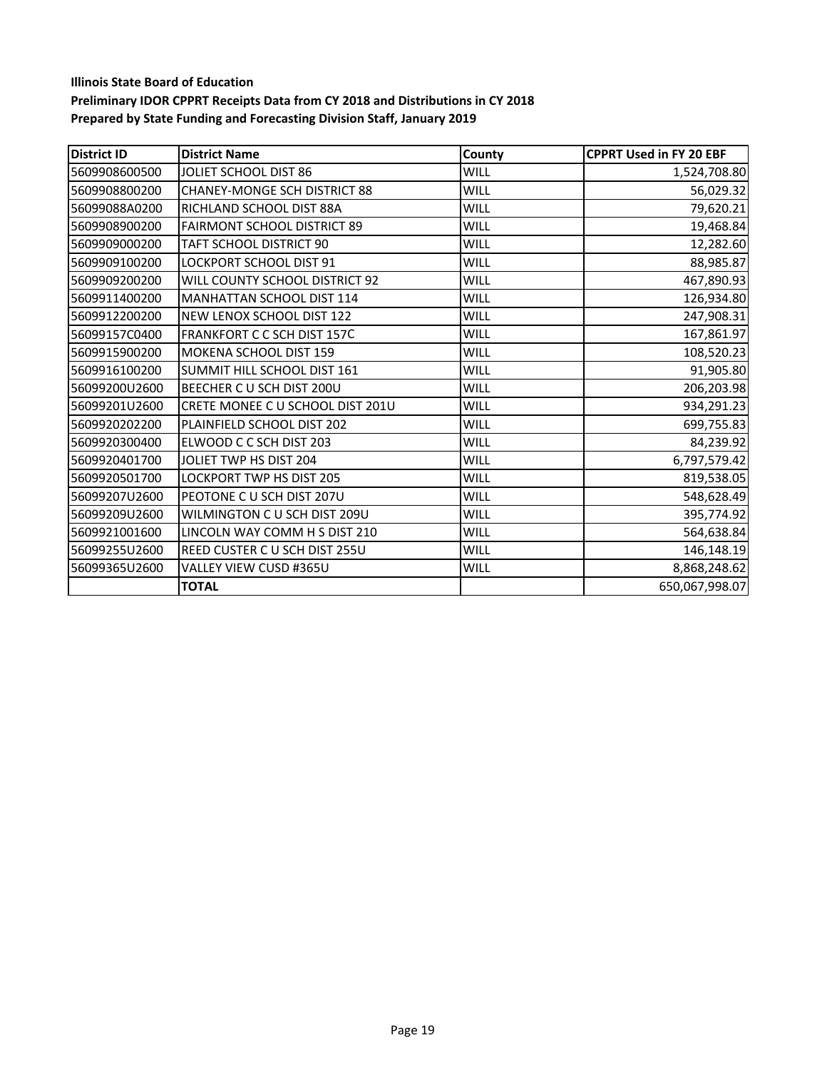**Illinois State Board of Education**

**Preliminary IDOR CPPRT Receipts Data from CY 2018 and Distributions in CY 2018**

**Prepared by State Funding and Forecasting Division Staff, January 2019**

| District ID | District Name | County | CPPRT Used in FY 20 EBF |
|---|---|---|---|
| 5609908600500 | JOLIET SCHOOL DIST 86 | WILL | 1,524,708.80 |
| 5609908800200 | CHANEY-MONGE SCH DISTRICT 88 | WILL | 56,029.32 |
| 56099088A0200 | RICHLAND SCHOOL DIST 88A | WILL | 79,620.21 |
| 5609908900200 | FAIRMONT SCHOOL DISTRICT 89 | WILL | 19,468.84 |
| 5609909000200 | TAFT SCHOOL DISTRICT 90 | WILL | 12,282.60 |
| 5609909100200 | LOCKPORT SCHOOL DIST 91 | WILL | 88,985.87 |
| 5609909200200 | WILL COUNTY SCHOOL DISTRICT 92 | WILL | 467,890.93 |
| 5609911400200 | MANHATTAN SCHOOL DIST 114 | WILL | 126,934.80 |
| 5609912200200 | NEW LENOX SCHOOL DIST 122 | WILL | 247,908.31 |
| 56099157C0400 | FRANKFORT C C SCH DIST 157C | WILL | 167,861.97 |
| 5609915900200 | MOKENA SCHOOL DIST 159 | WILL | 108,520.23 |
| 5609916100200 | SUMMIT HILL SCHOOL DIST 161 | WILL | 91,905.80 |
| 56099200U2600 | BEECHER C U SCH DIST 200U | WILL | 206,203.98 |
| 56099201U2600 | CRETE MONEE C U SCHOOL DIST 201U | WILL | 934,291.23 |
| 5609920202200 | PLAINFIELD SCHOOL DIST 202 | WILL | 699,755.83 |
| 5609920300400 | ELWOOD C C SCH DIST 203 | WILL | 84,239.92 |
| 5609920401700 | JOLIET TWP HS DIST 204 | WILL | 6,797,579.42 |
| 5609920501700 | LOCKPORT TWP HS DIST 205 | WILL | 819,538.05 |
| 56099207U2600 | PEOTONE C U SCH DIST 207U | WILL | 548,628.49 |
| 56099209U2600 | WILMINGTON C U SCH DIST 209U | WILL | 395,774.92 |
| 5609921001600 | LINCOLN WAY COMM H S DIST 210 | WILL | 564,638.84 |
| 56099255U2600 | REED CUSTER C U SCH DIST 255U | WILL | 146,148.19 |
| 56099365U2600 | VALLEY VIEW CUSD #365U | WILL | 8,868,248.62 |
| | **TOTAL** | | 650,067,998.07 |